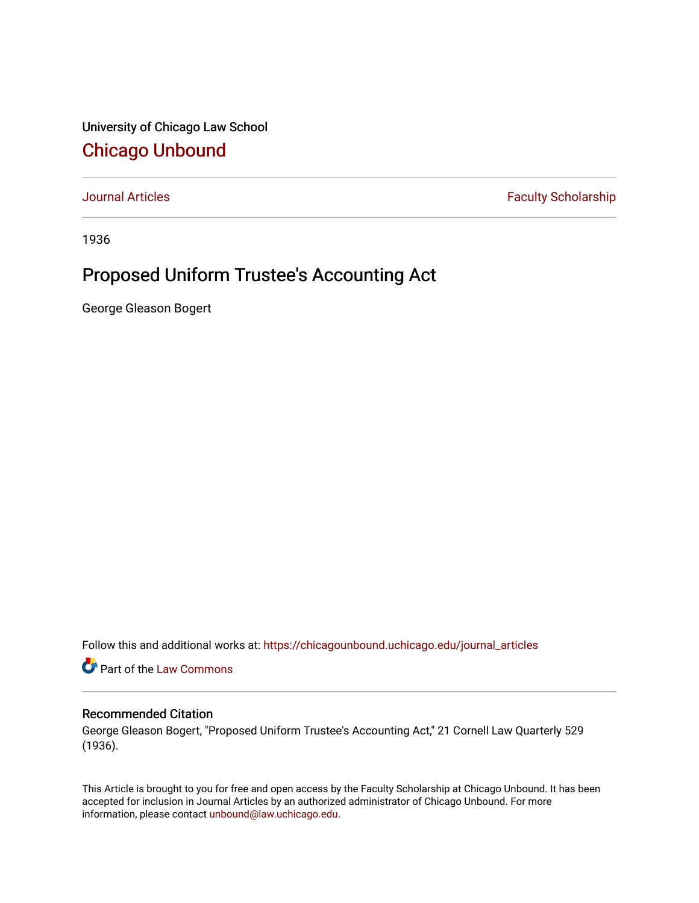University of Chicago Law School

# Chicago Unbound

Journal Articles | Faculty Scholarship

1936

## Proposed Uniform Trustee's Accounting Act

George Gleason Bogert

Follow this and additional works at: https://chicagounbound.uchicago.edu/journal_articles

Part of the Law Commons

### Recommended Citation

George Gleason Bogert, "Proposed Uniform Trustee's Accounting Act," 21 Cornell Law Quarterly 529 (1936).

This Article is brought to you for free and open access by the Faculty Scholarship at Chicago Unbound. It has been accepted for inclusion in Journal Articles by an authorized administrator of Chicago Unbound. For more information, please contact unbound@law.uchicago.edu.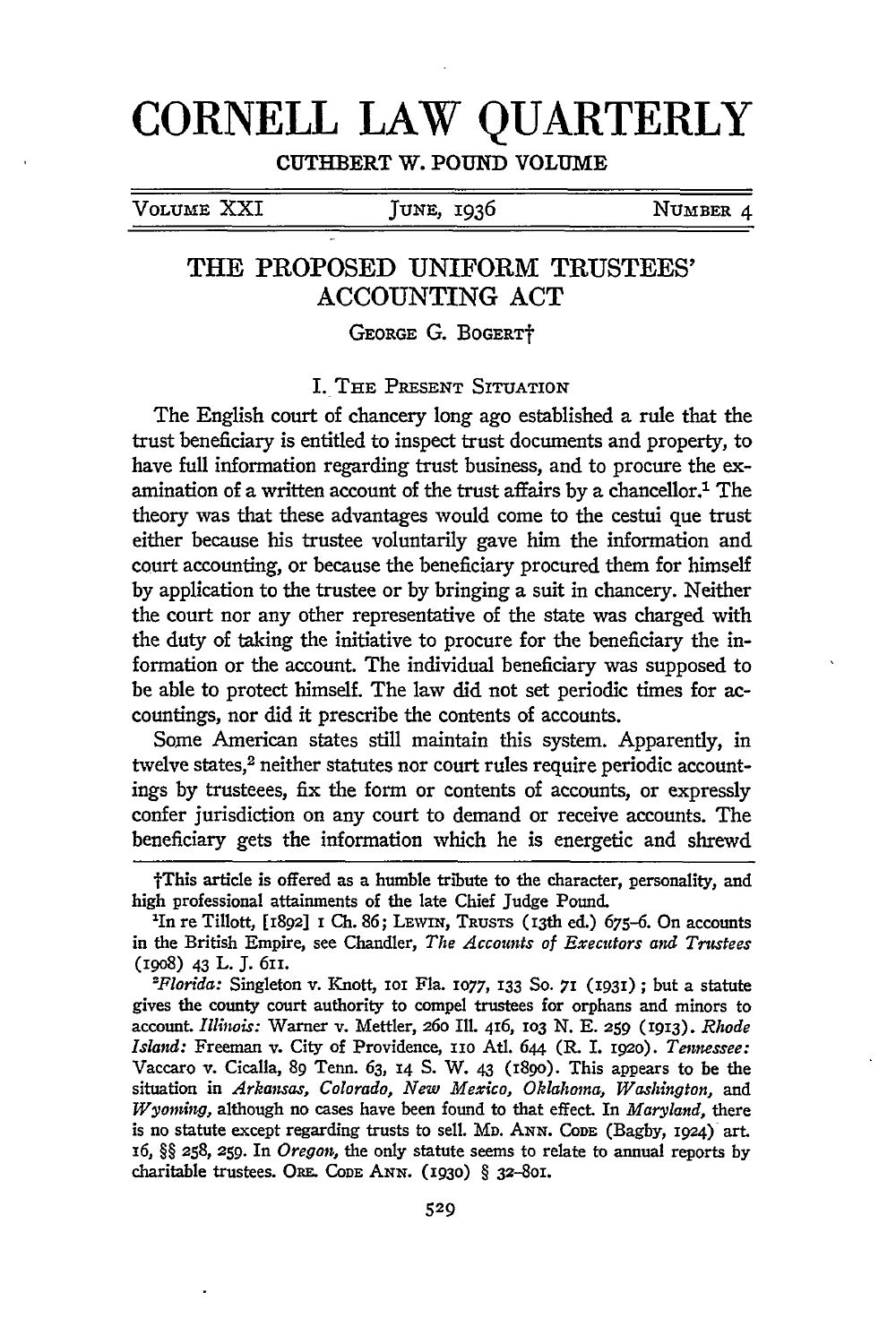# CORNELL LAW QUARTERLY

CUTHBERT W. POUND VOLUME

VOLUME XXI — JUNE, 1936 — NUMBER 4

## THE PROPOSED UNIFORM TRUSTEES' ACCOUNTING ACT

GEORGE G. BOGERT†

### I. THE PRESENT SITUATION

The English court of chancery long ago established a rule that the trust beneficiary is entitled to inspect trust documents and property, to have full information regarding trust business, and to procure the examination of a written account of the trust affairs by a chancellor.[1] The theory was that these advantages would come to the cestui que trust either because his trustee voluntarily gave him the information and court accounting, or because the beneficiary procured them for himself by application to the trustee or by bringing a suit in chancery. Neither the court nor any other representative of the state was charged with the duty of taking the initiative to procure for the beneficiary the information or the account. The individual beneficiary was supposed to be able to protect himself. The law did not set periodic times for accountings, nor did it prescribe the contents of accounts.

Some American states still maintain this system. Apparently, in twelve states,[2] neither statutes nor court rules require periodic accountings by trusteees, fix the form or contents of accounts, or expressly confer jurisdiction on any court to demand or receive accounts. The beneficiary gets the information which he is energetic and shrewd

†This article is offered as a humble tribute to the character, personality, and high professional attainments of the late Chief Judge Pound.

[1]In re Tillott, [1892] 1 Ch. 86; LEWIN, TRUSTS (13th ed.) 675-6. On accounts in the British Empire, see Chandler, *The Accounts of Executors and Trustees* (1908) 43 L. J. 611.

[2]*Florida:* Singleton v. Knott, 101 Fla. 1077, 133 So. 71 (1931); but a statute gives the county court authority to compel trustees for orphans and minors to account. *Illinois:* Warner v. Mettler, 260 Ill. 416, 103 N. E. 259 (1913). *Rhode Island:* Freeman v. City of Providence, 110 Atl. 644 (R. I. 1920). *Tennessee:* Vaccaro v. Cicalla, 89 Tenn. 63, 14 S. W. 43 (1890). This appears to be the situation in *Arkansas, Colorado, New Mexico, Oklahoma, Washington,* and *Wyoming,* although no cases have been found to that effect. In *Maryland,* there is no statute except regarding trusts to sell. MD. ANN. CODE (Bagby, 1924) art. 16, §§ 258, 259. In *Oregon,* the only statute seems to relate to annual reports by charitable trustees. ORE. CODE ANN. (1930) § 32-801.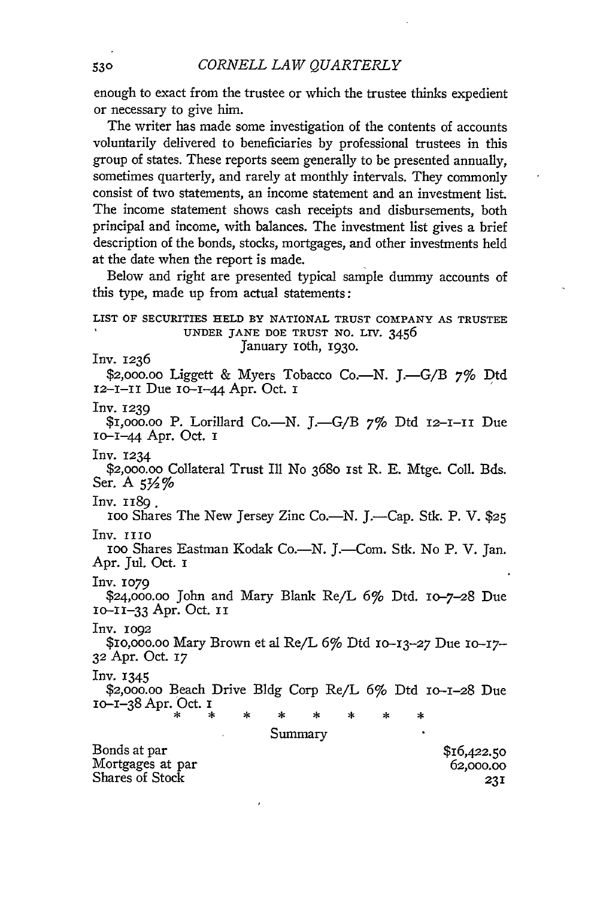enough to exact from the trustee or which the trustee thinks expedient or necessary to give him.

The writer has made some investigation of the contents of accounts voluntarily delivered to beneficiaries by professional trustees in this group of states. These reports seem generally to be presented annually, sometimes quarterly, and rarely at monthly intervals. They commonly consist of two statements, an income statement and an investment list. The income statement shows cash receipts and disbursements, both principal and income, with balances. The investment list gives a brief description of the bonds, stocks, mortgages, and other investments held at the date when the report is made.

Below and right are presented typical sample dummy accounts of this type, made up from actual statements:

LIST OF SECURITIES HELD BY NATIONAL TRUST COMPANY AS TRUSTEE UNDER JANE DOE TRUST NO. LTV. 3456
January 10th, 1930.

Inv. 1236
$2,000.00 Liggett & Myers Tobacco Co.—N. J.—G/B 7% Dtd 12–1–11 Due 10–1–44 Apr. Oct. 1

Inv. 1239
$1,000.00 P. Lorillard Co.—N. J.—G/B 7% Dtd 12–1–11 Due 10–1–44 Apr. Oct. 1

Inv. 1234
$2,000.00 Collateral Trust Ill No 3680 1st R. E. Mtge. Coll. Bds. Ser. A 5½%

Inv. 1189.
100 Shares The New Jersey Zinc Co.—N. J.—Cap. Stk. P. V. $25

Inv. 1110
100 Shares Eastman Kodak Co.—N. J.—Com. Stk. No P. V. Jan. Apr. Jul. Oct. 1

Inv. 1079
$24,000.00 John and Mary Blank Re/L 6% Dtd. 10–7–28 Due 10–11–33 Apr. Oct. 11

Inv. 1092
$10,000.00 Mary Brown et al Re/L 6% Dtd 10–13–27 Due 10–17–32 Apr. Oct. 17

Inv. 1345
$2,000.00 Beach Drive Bldg Corp Re/L 6% Dtd 10–1–28 Due 10–1–38 Apr. Oct. 1

\* \* \* \* \* \* \* \*

Summary

| | |
|---|---|
| Bonds at par | $16,422.50 |
| Mortgages at par | 62,000.00 |
| Shares of Stock | 231 |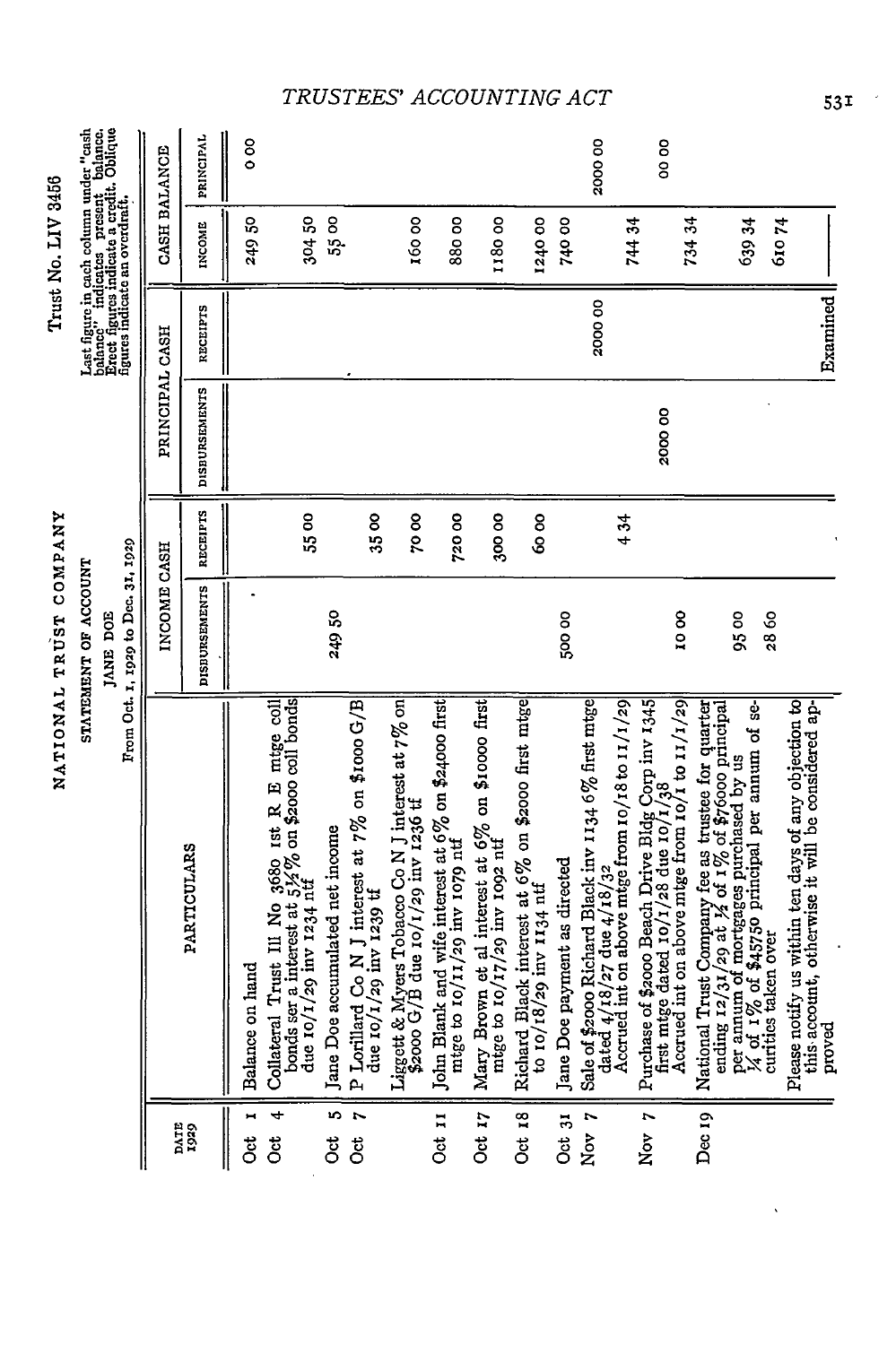NATIONAL TRUST COMPANY

STATEMENT OF ACCOUNT

JANE DOE

From Oct. 1, 1929 to Dec. 31, 1929

Trust No. LIV 3456

Last figure in each column under "cash balance" indicates present balance. Erect figures indicate a credit. Oblique figures indicate an overdraft.

| DATE 1929 | PARTICULARS | INCOME CASH | | PRINCIPAL CASH | | CASH BALANCE | |
|---|---|---|---|---|---|---|---|
| | | DISBURSEMENTS | RECEIPTS | DISBURSEMENTS | RECEIPTS | INCOME | PRINCIPAL |
| Oct 1 | Balance on hand | | | | | 249 50 | 0 00 |
| Oct 4 | Collateral Trust Ill No 3680 1st R E mtge coll bonds ser a interest at 5½% on $2000 coll bonds due 10/1/29 inv 1234 ntf | | 55 00 | | | 304 50 | |
| Oct 5 | Jane Doe accumulated net income | 249 50 | | | | 55 00 | |
| Oct 7 | P Lorillard Co N J interest at 7% on $1000 G/B due 10/1/29 inv 1239 tf | | 35 00 | | | | |
| | Liggett & Myers Tobacco Co N J interest at 7% on $2000 G/B due 10/1/29 inv 1236 tf | | 70 00 | | | 160 00 | |
| Oct 11 | John Blank and wife interest at 6% on $24000 first mtge to 10/11/29 inv 1079 ntf | | 720 00 | | | 880 00 | |
| Oct 17 | Mary Brown et al interest at 6% on $10000 first mtge to 10/17/29 inv 1092 ntf | | 300 00 | | | 1180 00 | |
| Oct 18 | Richard Black interest at 6% on $2000 first mtge to 10/18/29 inv 1134 ntf | | 60 00 | | | 1240 00 | |
| Oct 31 | Jane Doe payment as directed | 500 00 | | | | 740 00 | |
| Nov 7 | Sale of $2000 Richard Black inv 1134 6% first mtge dated 4/18/27 due 4/18/32 | | | | 2000 00 | | 2000 00 |
| | Accrued int on above mtge from 10/18 to 11/1/29 | | 4 34 | | | 744 34 | |
| Nov 7 | Purchase of $2000 Beach Drive Bldg Corp inv 1345 first mtge dated 10/1/28 due 10/1/38 | | | 2000 00 | | | 00 00 |
| | Accrued int on above mtge from 10/1 to 11/1/29 | 10 00 | | | | 734 34 | |
| Dec 19 | National Trust Company fee as trustee for quarter ending 12/31/29 at ½ of 1% of $76000 principal per annum of mortgages purchased by us | 95 00 | | | | 639 34 | |
| | ¼ of 1% of $45750 principal per annum of securities taken over | 28 60 | | | | 610 74 | |
| | Please notify us within ten days of any objection to this account, otherwise it will be considered approved | | | | Examined | | |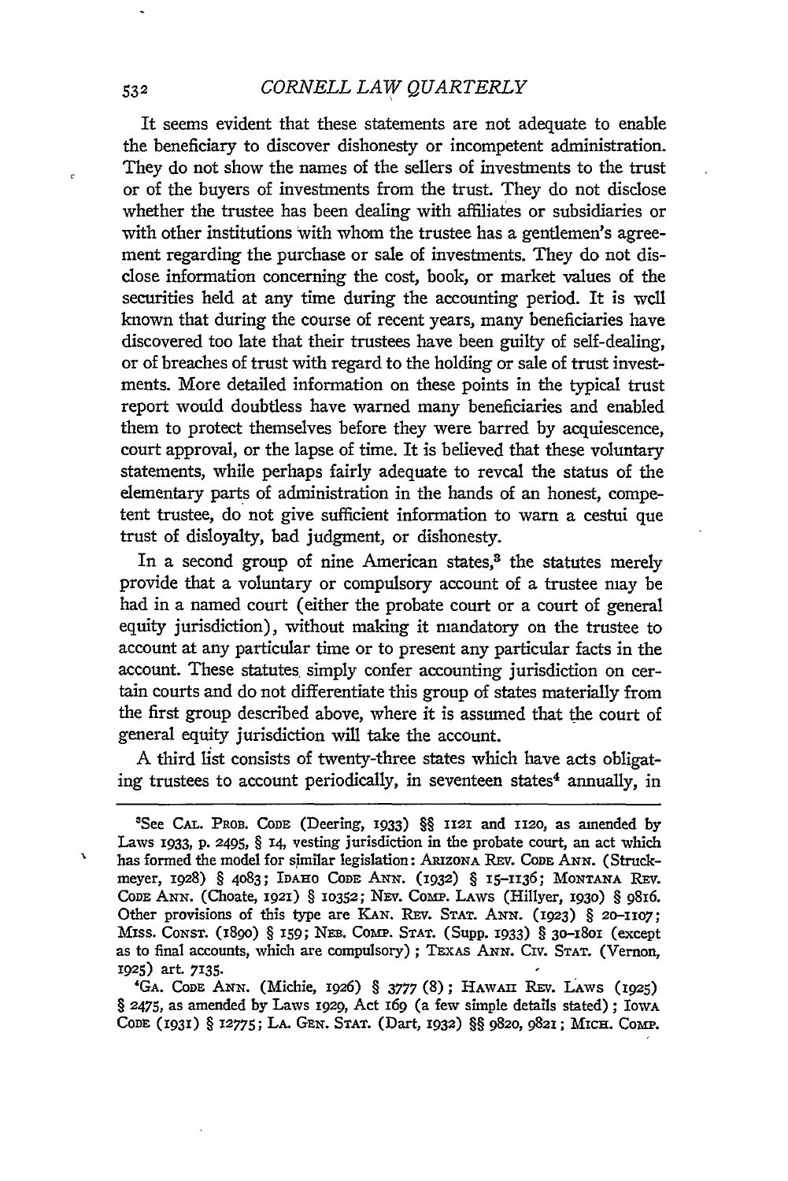It seems evident that these statements are not adequate to enable the beneficiary to discover dishonesty or incompetent administration. They do not show the names of the sellers of investments to the trust or of the buyers of investments from the trust. They do not disclose whether the trustee has been dealing with affiliates or subsidiaries or with other institutions with whom the trustee has a gentlemen's agreement regarding the purchase or sale of investments. They do not disclose information concerning the cost, book, or market values of the securities held at any time during the accounting period. It is well known that during the course of recent years, many beneficiaries have discovered too late that their trustees have been guilty of self-dealing, or of breaches of trust with regard to the holding or sale of trust investments. More detailed information on these points in the typical trust report would doubtless have warned many beneficiaries and enabled them to protect themselves before they were barred by acquiescence, court approval, or the lapse of time. It is believed that these voluntary statements, while perhaps fairly adequate to reveal the status of the elementary parts of administration in the hands of an honest, competent trustee, do not give sufficient information to warn a cestui que trust of disloyalty, bad judgment, or dishonesty.

In a second group of nine American states,[3] the statutes merely provide that a voluntary or compulsory account of a trustee may be had in a named court (either the probate court or a court of general equity jurisdiction), without making it mandatory on the trustee to account at any particular time or to present any particular facts in the account. These statutes simply confer accounting jurisdiction on certain courts and do not differentiate this group of states materially from the first group described above, where it is assumed that the court of general equity jurisdiction will take the account.

A third list consists of twenty-three states which have acts obligating trustees to account periodically, in seventeen states[4] annually, in

---

[3]See CAL. PROB. CODE (Deering, 1933) §§ 1121 and 1120, as amended by Laws 1933, p. 2495, § 14, vesting jurisdiction in the probate court, an act which has formed the model for similar legislation: ARIZONA REV. CODE ANN. (Struckmeyer, 1928) § 4083; IDAHO CODE ANN. (1932) § 15-1136; MONTANA REV. CODE ANN. (Choate, 1921) § 10352; NEV. COMP. LAWS (Hillyer, 1930) § 9816. Other provisions of this type are KAN. REV. STAT. ANN. (1923) § 20-1107; MISS. CONST. (1890) § 159; NEB. COMP. STAT. (Supp. 1933) § 30-1801 (except as to final accounts, which are compulsory); TEXAS ANN. CIV. STAT. (Vernon, 1925) art. 7135.

[4]GA. CODE ANN. (Michie, 1926) § 3777 (8); HAWAII REV. LAWS (1925) § 2475, as amended by Laws 1929, Act 169 (a few simple details stated); IOWA CODE (1931) § 12775; LA. GEN. STAT. (Dart, 1932) §§ 9820, 9821; MICH. COMP.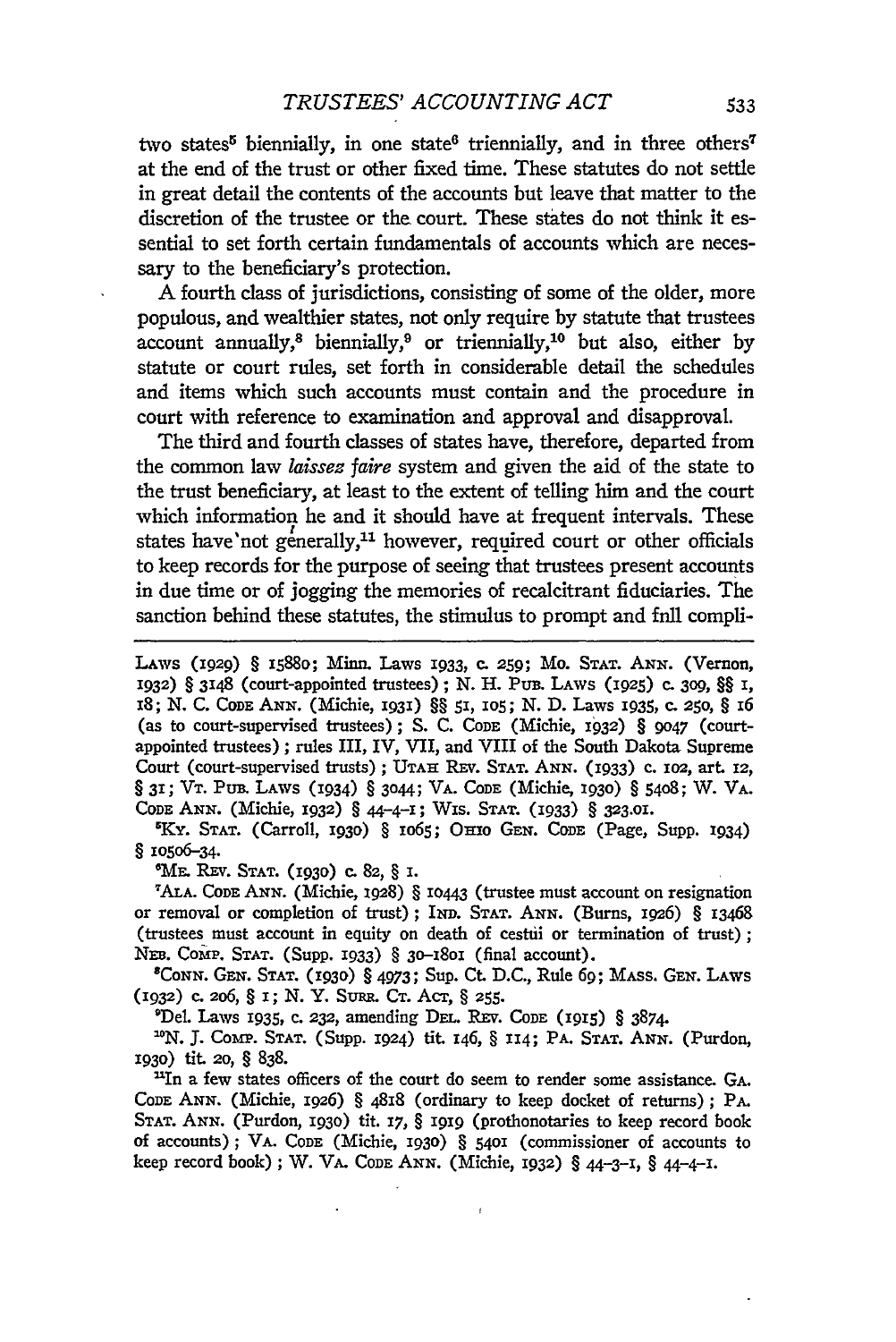two states[5] biennially, in one state[6] triennially, and in three others[7] at the end of the trust or other fixed time. These statutes do not settle in great detail the contents of the accounts but leave that matter to the discretion of the trustee or the court. These states do not think it essential to set forth certain fundamentals of accounts which are necessary to the beneficiary's protection.

A fourth class of jurisdictions, consisting of some of the older, more populous, and wealthier states, not only require by statute that trustees account annually,[8] biennially,[9] or triennially,[10] but also, either by statute or court rules, set forth in considerable detail the schedules and items which such accounts must contain and the procedure in court with reference to examination and approval and disapproval.

The third and fourth classes of states have, therefore, departed from the common law *laissez faire* system and given the aid of the state to the trust beneficiary, at least to the extent of telling him and the court which information he and it should have at frequent intervals. These states have not generally,[11] however, required court or other officials to keep records for the purpose of seeing that trustees present accounts in due time or of jogging the memories of recalcitrant fiduciaries. The sanction behind these statutes, the stimulus to prompt and full compli-

---

LAWS (1929) § 15880; Minn. Laws 1933, c. 259; MO. STAT. ANN. (Vernon, 1932) § 3148 (court-appointed trustees); N. H. PUB. LAWS (1925) c. 309, §§ 1, 18; N. C. CODE ANN. (Michie, 1931) §§ 51, 105; N. D. Laws 1935, c. 250, § 16 (as to court-supervised trustees); S. C. CODE (Michie, 1932) § 9047 (court-appointed trustees); rules III, IV, VII, and VIII of the South Dakota Supreme Court (court-supervised trusts); UTAH REV. STAT. ANN. (1933) c. 102, art. 12, § 31; VT. PUB. LAWS (1934) § 3044; VA. CODE (Michie, 1930) § 5408; W. VA. CODE ANN. (Michie, 1932) § 44-4-1; WIS. STAT. (1933) § 323.01.

[5] KY. STAT. (Carroll, 1930) § 1065; OHIO GEN. CODE (Page, Supp. 1934) § 10506-34.

[6] ME. REV. STAT. (1930) c. 82, § 1.

[7] ALA. CODE ANN. (Michie, 1928) § 10443 (trustee must account on resignation or removal or completion of trust); IND. STAT. ANN. (Burns, 1926) § 13468 (trustees must account in equity on death of cestui or termination of trust); NEB. COMP. STAT. (Supp. 1933) § 30-1801 (final account).

[8] CONN. GEN. STAT. (1930) § 4973; Sup. Ct. D.C., Rule 69; MASS. GEN. LAWS (1932) c. 206, § 1; N. Y. SURR. CT. ACT, § 255.

[9] Del. Laws 1935, c. 232, amending DEL. REV. CODE (1915) § 3874.

[10] N. J. COMP. STAT. (Supp. 1924) tit. 146, § 114; PA. STAT. ANN. (Purdon, 1930) tit. 20, § 838.

[11] In a few states officers of the court do seem to render some assistance. GA. CODE ANN. (Michie, 1926) § 4818 (ordinary to keep docket of returns); PA. STAT. ANN. (Purdon, 1930) tit. 17, § 1919 (prothonotaries to keep record book of accounts); VA. CODE (Michie, 1930) § 5401 (commissioner of accounts to keep record book); W. VA. CODE ANN. (Michie, 1932) § 44-3-1, § 44-4-1.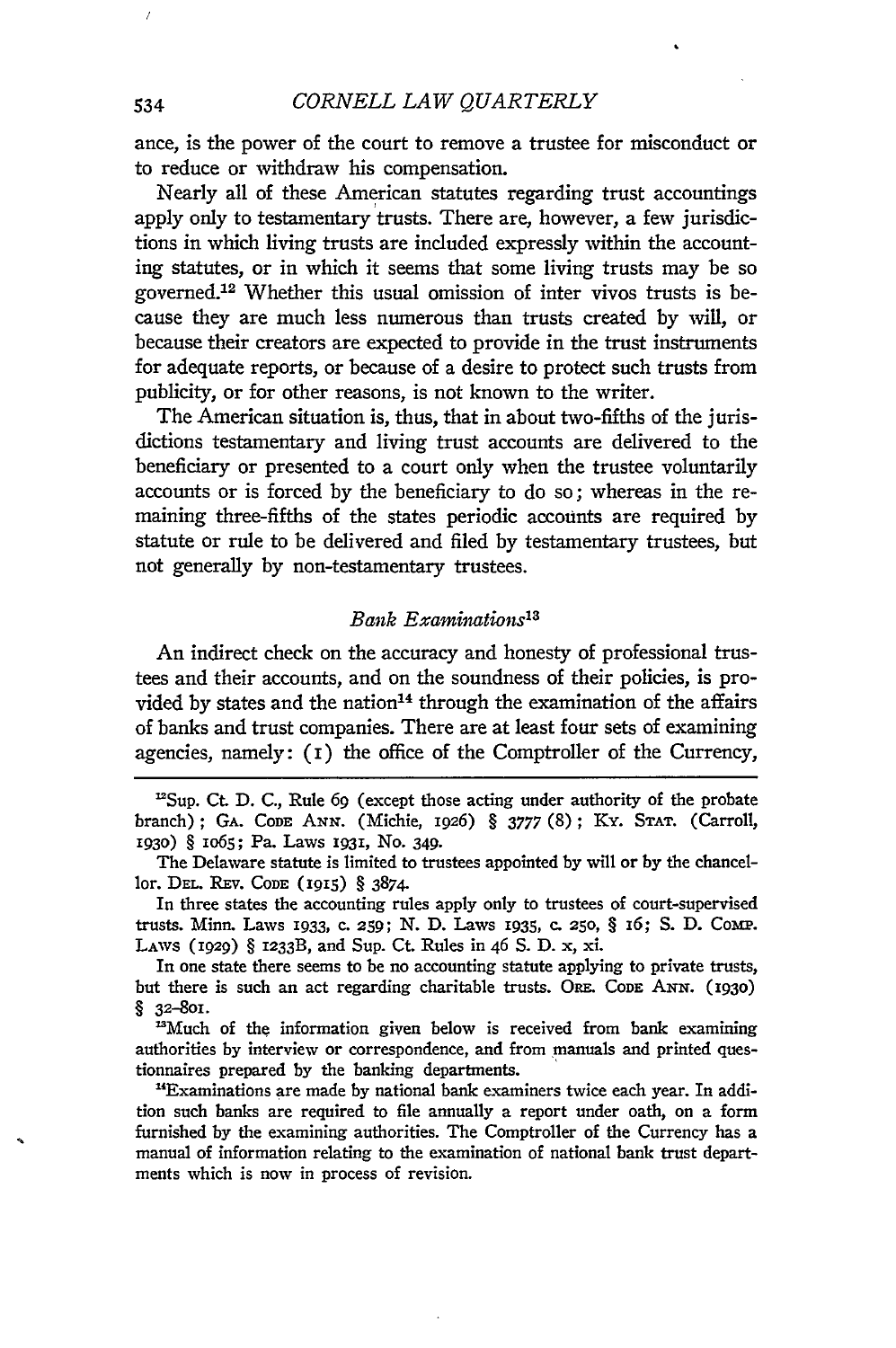ance, is the power of the court to remove a trustee for misconduct or to reduce or withdraw his compensation.

Nearly all of these American statutes regarding trust accountings apply only to testamentary trusts. There are, however, a few jurisdictions in which living trusts are included expressly within the accounting statutes, or in which it seems that some living trusts may be so governed.[12] Whether this usual omission of inter vivos trusts is because they are much less numerous than trusts created by will, or because their creators are expected to provide in the trust instruments for adequate reports, or because of a desire to protect such trusts from publicity, or for other reasons, is not known to the writer.

The American situation is, thus, that in about two-fifths of the jurisdictions testamentary and living trust accounts are delivered to the beneficiary or presented to a court only when the trustee voluntarily accounts or is forced by the beneficiary to do so; whereas in the remaining three-fifths of the states periodic accounts are required by statute or rule to be delivered and filed by testamentary trustees, but not generally by non-testamentary trustees.

### *Bank Examinations*[13]

An indirect check on the accuracy and honesty of professional trustees and their accounts, and on the soundness of their policies, is provided by states and the nation[14] through the examination of the affairs of banks and trust companies. There are at least four sets of examining agencies, namely: (1) the office of the Comptroller of the Currency,

---

[12]Sup. Ct. D. C., Rule 69 (except those acting under authority of the probate branch); GA. CODE ANN. (Michie, 1926) § 3777 (8); KY. STAT. (Carroll, 1930) § 1065; Pa. Laws 1931, No. 349.

The Delaware statute is limited to trustees appointed by will or by the chancellor. DEL. REV. CODE (1915) § 3874.

In three states the accounting rules apply only to trustees of court-supervised trusts. Minn. Laws 1933, c. 259; N. D. Laws 1935, c. 250, § 16; S. D. COMP. LAWS (1929) § 1233B, and Sup. Ct. Rules in 46 S. D. x, xi.

In one state there seems to be no accounting statute applying to private trusts, but there is such an act regarding charitable trusts. ORE. CODE ANN. (1930) § 32-801.

[13]Much of the information given below is received from bank examining authorities by interview or correspondence, and from manuals and printed questionnaires prepared by the banking departments.

[14]Examinations are made by national bank examiners twice each year. In addition such banks are required to file annually a report under oath, on a form furnished by the examining authorities. The Comptroller of the Currency has a manual of information relating to the examination of national bank trust departments which is now in process of revision.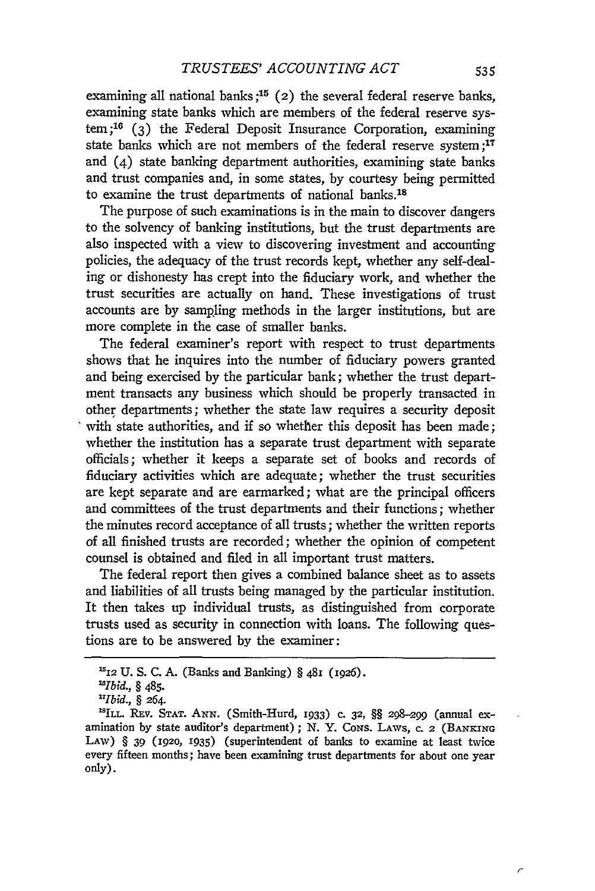examining all national banks;[15] (2) the several federal reserve banks, examining state banks which are members of the federal reserve system;[16] (3) the Federal Deposit Insurance Corporation, examining state banks which are not members of the federal reserve system;[17] and (4) state banking department authorities, examining state banks and trust companies and, in some states, by courtesy being permitted to examine the trust departments of national banks.[18]

The purpose of such examinations is in the main to discover dangers to the solvency of banking institutions, but the trust departments are also inspected with a view to discovering investment and accounting policies, the adequacy of the trust records kept, whether any self-dealing or dishonesty has crept into the fiduciary work, and whether the trust securities are actually on hand. These investigations of trust accounts are by sampling methods in the larger institutions, but are more complete in the case of smaller banks.

The federal examiner's report with respect to trust departments shows that he inquires into the number of fiduciary powers granted and being exercised by the particular bank; whether the trust department transacts any business which should be properly transacted in other departments; whether the state law requires a security deposit with state authorities, and if so whether this deposit has been made; whether the institution has a separate trust department with separate officials; whether it keeps a separate set of books and records of fiduciary activities which are adequate; whether the trust securities are kept separate and are earmarked; what are the principal officers and committees of the trust departments and their functions; whether the minutes record acceptance of all trusts; whether the written reports of all finished trusts are recorded; whether the opinion of competent counsel is obtained and filed in all important trust matters.

The federal report then gives a combined balance sheet as to assets and liabilities of all trusts being managed by the particular institution. It then takes up individual trusts, as distinguished from corporate trusts used as security in connection with loans. The following questions are to be answered by the examiner:

---

[15] 12 U. S. C. A. (Banks and Banking) § 481 (1926).

[16] *Ibid.*, § 485.

[17] *Ibid.*, § 264.

[18] ILL. REV. STAT. ANN. (Smith-Hurd, 1933) c. 32, §§ 298–299 (annual examination by state auditor's department); N. Y. CONS. LAWS, c. 2 (BANKING LAW) § 39 (1920, 1935) (superintendent of banks to examine at least twice every fifteen months; have been examining trust departments for about one year only).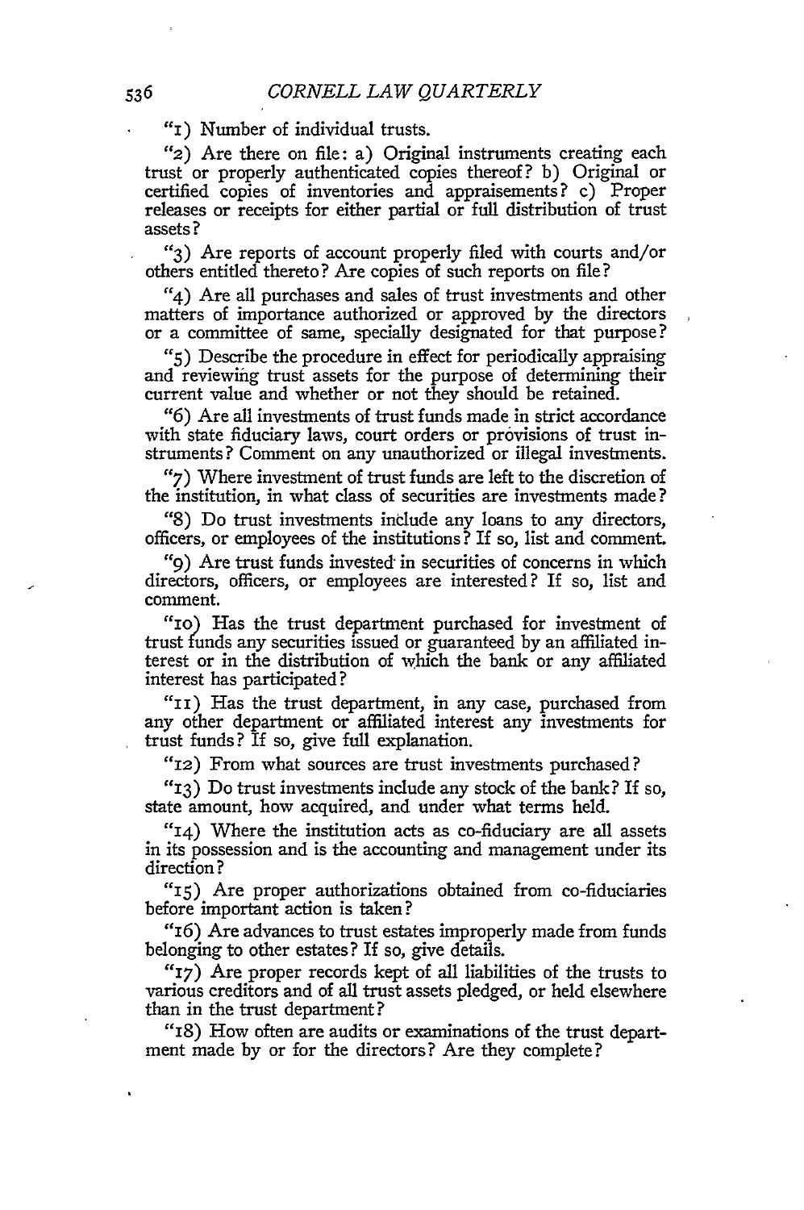"1) Number of individual trusts.

"2) Are there on file: a) Original instruments creating each trust or properly authenticated copies thereof? b) Original or certified copies of inventories and appraisements? c) Proper releases or receipts for either partial or full distribution of trust assets?

"3) Are reports of account properly filed with courts and/or others entitled thereto? Are copies of such reports on file?

"4) Are all purchases and sales of trust investments and other matters of importance authorized or approved by the directors or a committee of same, specially designated for that purpose?

"5) Describe the procedure in effect for periodically appraising and reviewing trust assets for the purpose of determining their current value and whether or not they should be retained.

"6) Are all investments of trust funds made in strict accordance with state fiduciary laws, court orders or provisions of trust instruments? Comment on any unauthorized or illegal investments.

"7) Where investment of trust funds are left to the discretion of the institution, in what class of securities are investments made?

"8) Do trust investments include any loans to any directors, officers, or employees of the institutions? If so, list and comment.

"9) Are trust funds invested in securities of concerns in which directors, officers, or employees are interested? If so, list and comment.

"10) Has the trust department purchased for investment of trust funds any securities issued or guaranteed by an affiliated interest or in the distribution of which the bank or any affiliated interest has participated?

"11) Has the trust department, in any case, purchased from any other department or affiliated interest any investments for trust funds? If so, give full explanation.

"12) From what sources are trust investments purchased?

"13) Do trust investments include any stock of the bank? If so, state amount, how acquired, and under what terms held.

"14) Where the institution acts as co-fiduciary are all assets in its possession and is the accounting and management under its direction?

"15) Are proper authorizations obtained from co-fiduciaries before important action is taken?

"16) Are advances to trust estates improperly made from funds belonging to other estates? If so, give details.

"17) Are proper records kept of all liabilities of the trusts to various creditors and of all trust assets pledged, or held elsewhere than in the trust department?

"18) How often are audits or examinations of the trust department made by or for the directors? Are they complete?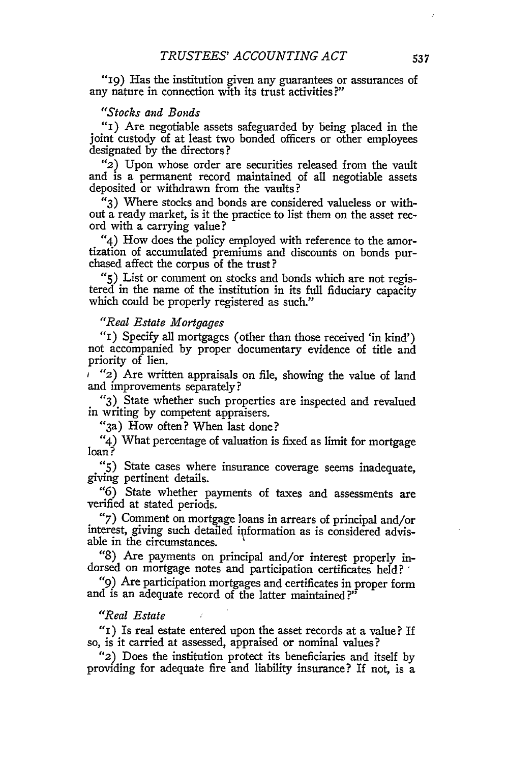"19) Has the institution given any guarantees or assurances of any nature in connection with its trust activities?"

*"Stocks and Bonds*

"1) Are negotiable assets safeguarded by being placed in the joint custody of at least two bonded officers or other employees designated by the directors?

"2) Upon whose order are securities released from the vault and is a permanent record maintained of all negotiable assets deposited or withdrawn from the vaults?

"3) Where stocks and bonds are considered valueless or without a ready market, is it the practice to list them on the asset record with a carrying value?

"4) How does the policy employed with reference to the amortization of accumulated premiums and discounts on bonds purchased affect the corpus of the trust?

"5) List or comment on stocks and bonds which are not registered in the name of the institution in its full fiduciary capacity which could be properly registered as such."

*"Real Estate Mortgages*

"1) Specify all mortgages (other than those received 'in kind') not accompanied by proper documentary evidence of title and priority of lien.

"2) Are written appraisals on file, showing the value of land and improvements separately?

"3) State whether such properties are inspected and revalued in writing by competent appraisers.

"3a) How often? When last done?

"4) What percentage of valuation is fixed as limit for mortgage loan?

"5) State cases where insurance coverage seems inadequate, giving pertinent details.

"6) State whether payments of taxes and assessments are verified at stated periods.

"7) Comment on mortgage loans in arrears of principal and/or interest, giving such detailed information as is considered advisable in the circumstances.

"8) Are payments on principal and/or interest properly indorsed on mortgage notes and participation certificates held?

"9) Are participation mortgages and certificates in proper form and is an adequate record of the latter maintained?"

*"Real Estate*

"1) Is real estate entered upon the asset records at a value? If so, is it carried at assessed, appraised or nominal values?

"2) Does the institution protect its beneficiaries and itself by providing for adequate fire and liability insurance? If not, is a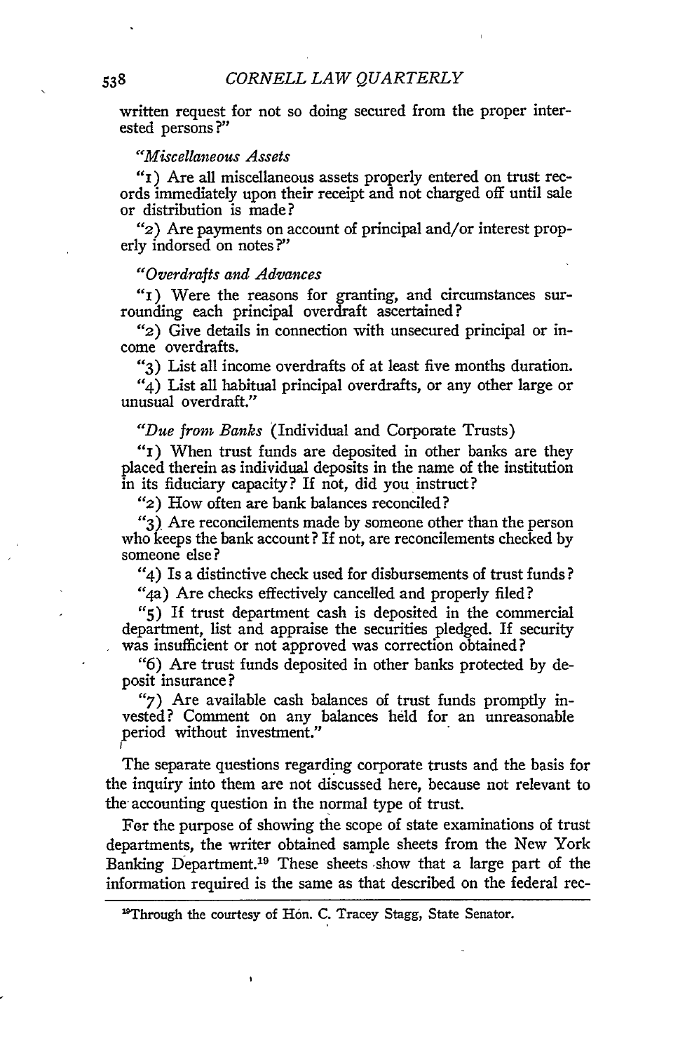written request for not so doing secured from the proper interested persons?"

*"Miscellaneous Assets*

"1) Are all miscellaneous assets properly entered on trust records immediately upon their receipt and not charged off until sale or distribution is made?

"2) Are payments on account of principal and/or interest properly indorsed on notes?"

*"Overdrafts and Advances*

"1) Were the reasons for granting, and circumstances surrounding each principal overdraft ascertained?

"2) Give details in connection with unsecured principal or income overdrafts.

"3) List all income overdrafts of at least five months duration.

"4) List all habitual principal overdrafts, or any other large or unusual overdraft."

*"Due from Banks* (Individual and Corporate Trusts)

"1) When trust funds are deposited in other banks are they placed therein as individual deposits in the name of the institution in its fiduciary capacity? If not, did you instruct?

"2) How often are bank balances reconciled?

"3) Are reconcilements made by someone other than the person who keeps the bank account? If not, are reconcilements checked by someone else?

"4) Is a distinctive check used for disbursements of trust funds?

"4a) Are checks effectively cancelled and properly filed?

"5) If trust department cash is deposited in the commercial department, list and appraise the securities pledged. If security was insufficient or not approved was correction obtained?

"6) Are trust funds deposited in other banks protected by deposit insurance?

"7) Are available cash balances of trust funds promptly invested? Comment on any balances held for an unreasonable period without investment."

The separate questions regarding corporate trusts and the basis for the inquiry into them are not discussed here, because not relevant to the accounting question in the normal type of trust.

For the purpose of showing the scope of state examinations of trust departments, the writer obtained sample sheets from the New York Banking Department.[19] These sheets show that a large part of the information required is the same as that described on the federal rec-

[19]Through the courtesy of Hon. C. Tracey Stagg, State Senator.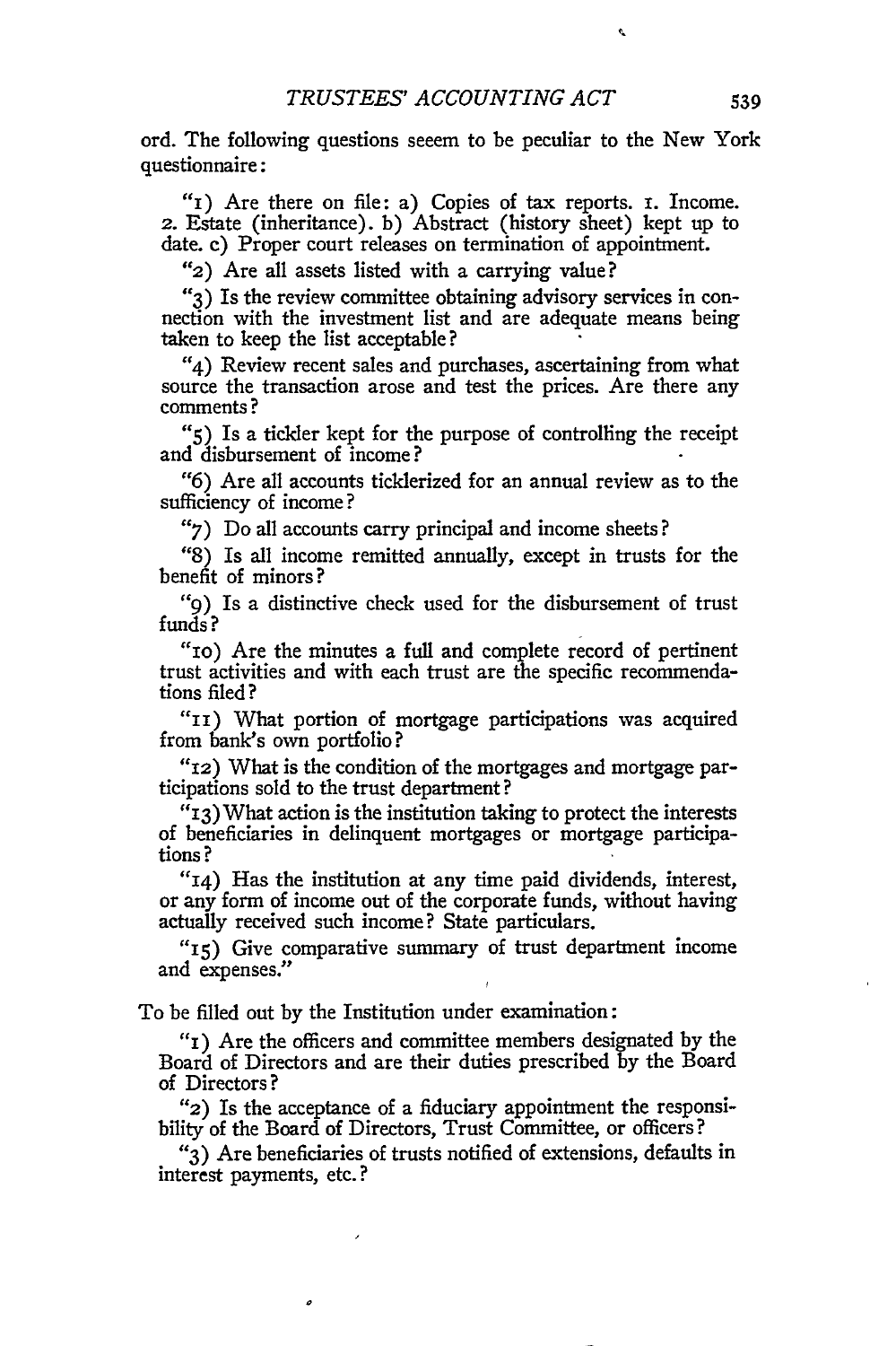ord. The following questions seeem to be peculiar to the New York questionnaire:

"1) Are there on file: a) Copies of tax reports. 1. Income. 2. Estate (inheritance). b) Abstract (history sheet) kept up to date. c) Proper court releases on termination of appointment.

"2) Are all assets listed with a carrying value?

"3) Is the review committee obtaining advisory services in connection with the investment list and are adequate means being taken to keep the list acceptable?

"4) Review recent sales and purchases, ascertaining from what source the transaction arose and test the prices. Are there any comments?

"5) Is a tickler kept for the purpose of controlling the receipt and disbursement of income?

"6) Are all accounts ticklerized for an annual review as to the sufficiency of income?

"7) Do all accounts carry principal and income sheets?

"8) Is all income remitted annually, except in trusts for the benefit of minors?

"9) Is a distinctive check used for the disbursement of trust funds?

"10) Are the minutes a full and complete record of pertinent trust activities and with each trust are the specific recommendations filed?

"11) What portion of mortgage participations was acquired from bank's own portfolio?

"12) What is the condition of the mortgages and mortgage participations sold to the trust department?

"13) What action is the institution taking to protect the interests of beneficiaries in delinquent mortgages or mortgage participations?

"14) Has the institution at any time paid dividends, interest, or any form of income out of the corporate funds, without having actually received such income? State particulars.

"15) Give comparative summary of trust department income and expenses."

To be filled out by the Institution under examination:

"1) Are the officers and committee members designated by the Board of Directors and are their duties prescribed by the Board of Directors?

"2) Is the acceptance of a fiduciary appointment the responsibility of the Board of Directors, Trust Committee, or officers?

"3) Are beneficiaries of trusts notified of extensions, defaults in interest payments, etc.?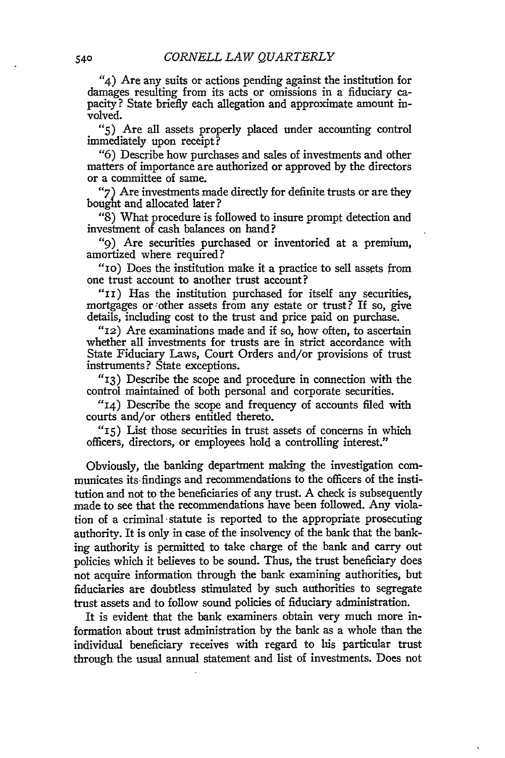"4) Are any suits or actions pending against the institution for damages resulting from its acts or omissions in a fiduciary capacity? State briefly each allegation and approximate amount involved.

"5) Are all assets properly placed under accounting control immediately upon receipt?

"6) Describe how purchases and sales of investments and other matters of importance are authorized or approved by the directors or a committee of same.

"7) Are investments made directly for definite trusts or are they bought and allocated later?

"8) What procedure is followed to insure prompt detection and investment of cash balances on hand?

"9) Are securities purchased or inventoried at a premium, amortized where required?

"10) Does the institution make it a practice to sell assets from one trust account to another trust account?

"11) Has the institution purchased for itself any securities, mortgages or other assets from any estate or trust? If so, give details, including cost to the trust and price paid on purchase.

"12) Are examinations made and if so, how often, to ascertain whether all investments for trusts are in strict accordance with State Fiduciary Laws, Court Orders and/or provisions of trust instruments? State exceptions.

"13) Describe the scope and procedure in connection with the control maintained of both personal and corporate securities.

"14) Describe the scope and frequency of accounts filed with courts and/or others entitled thereto.

"15) List those securities in trust assets of concerns in which officers, directors, or employees hold a controlling interest."

Obviously, the banking department making the investigation communicates its findings and recommendations to the officers of the institution and not to the beneficiaries of any trust. A check is subsequently made to see that the recommendations have been followed. Any violation of a criminal statute is reported to the appropriate prosecuting authority. It is only in case of the insolvency of the bank that the banking authority is permitted to take charge of the bank and carry out policies which it believes to be sound. Thus, the trust beneficiary does not acquire information through the bank examining authorities, but fiduciaries are doubtless stimulated by such authorities to segregate trust assets and to follow sound policies of fiduciary administration.

It is evident that the bank examiners obtain very much more information about trust administration by the bank as a whole than the individual beneficiary receives with regard to his particular trust through the usual annual statement and list of investments. Does not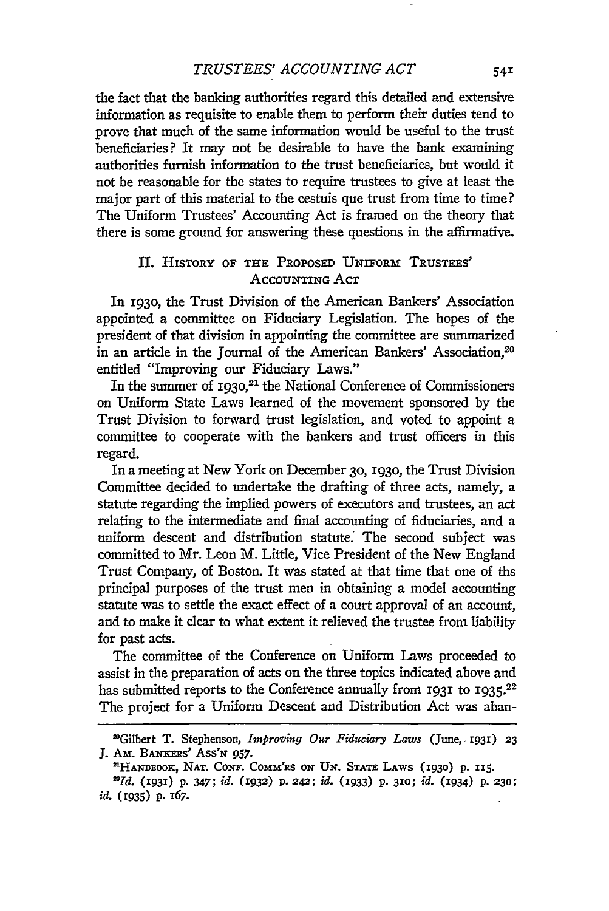the fact that the banking authorities regard this detailed and extensive information as requisite to enable them to perform their duties tend to prove that much of the same information would be useful to the trust beneficiaries? It may not be desirable to have the bank examining authorities furnish information to the trust beneficiaries, but would it not be reasonable for the states to require trustees to give at least the major part of this material to the cestuis que trust from time to time? The Uniform Trustees' Accounting Act is framed on the theory that there is some ground for answering these questions in the affirmative.

## II. History of the Proposed Uniform Trustees' Accounting Act

In 1930, the Trust Division of the American Bankers' Association appointed a committee on Fiduciary Legislation. The hopes of the president of that division in appointing the committee are summarized in an article in the Journal of the American Bankers' Association,[20] entitled "Improving our Fiduciary Laws."

In the summer of 1930,[21] the National Conference of Commissioners on Uniform State Laws learned of the movement sponsored by the Trust Division to forward trust legislation, and voted to appoint a committee to cooperate with the bankers and trust officers in this regard.

In a meeting at New York on December 30, 1930, the Trust Division Committee decided to undertake the drafting of three acts, namely, a statute regarding the implied powers of executors and trustees, an act relating to the intermediate and final accounting of fiduciaries, and a uniform descent and distribution statute. The second subject was committed to Mr. Leon M. Little, Vice President of the New England Trust Company, of Boston. It was stated at that time that one of ths principal purposes of the trust men in obtaining a model accounting statute was to settle the exact effect of a court approval of an account, and to make it clear to what extent it relieved the trustee from liability for past acts.

The committee of the Conference on Uniform Laws proceeded to assist in the preparation of acts on the three topics indicated above and has submitted reports to the Conference annually from 1931 to 1935.[22] The project for a Uniform Descent and Distribution Act was aban-

---

[20]Gilbert T. Stephenson, *Improving Our Fiduciary Laws* (June, 1931) 23 J. Am. Bankers' Ass'n 957.

[21]Handbook, Nat. Conf. Comm'rs on Un. State Laws (1930) p. 115.

[22]*Id.* (1931) p. 347; *id.* (1932) p. 242; *id.* (1933) p. 310; *id.* (1934) p. 230; *id.* (1935) p. 167.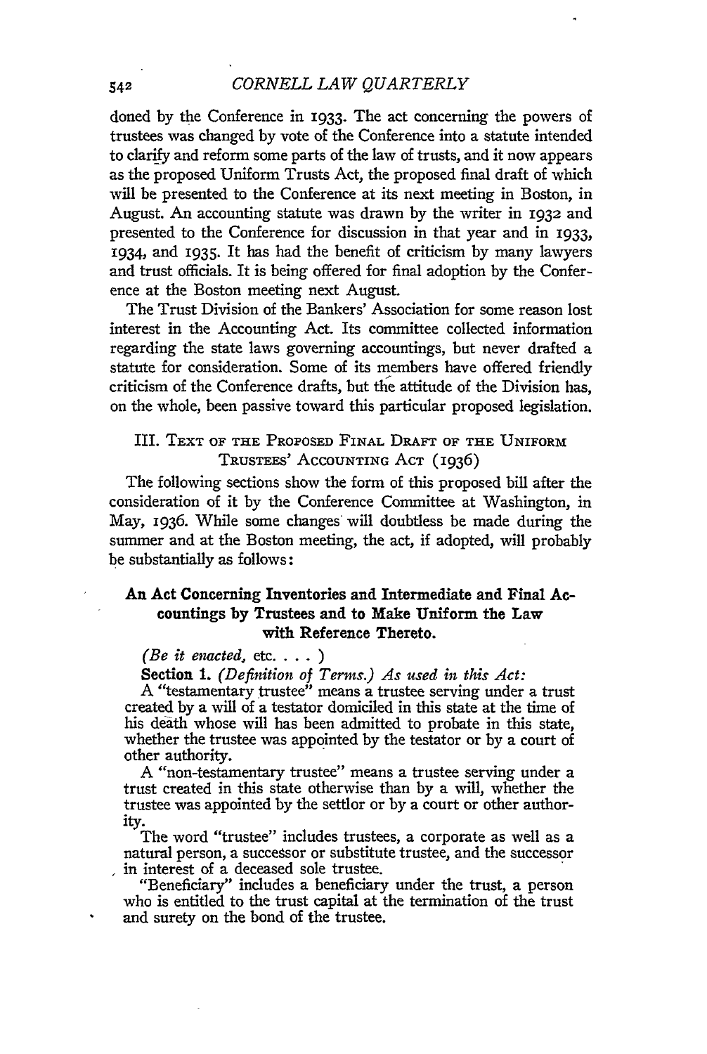doned by the Conference in 1933. The act concerning the powers of trustees was changed by vote of the Conference into a statute intended to clarify and reform some parts of the law of trusts, and it now appears as the proposed Uniform Trusts Act, the proposed final draft of which will be presented to the Conference at its next meeting in Boston, in August. An accounting statute was drawn by the writer in 1932 and presented to the Conference for discussion in that year and in 1933, 1934, and 1935. It has had the benefit of criticism by many lawyers and trust officials. It is being offered for final adoption by the Conference at the Boston meeting next August.

The Trust Division of the Bankers' Association for some reason lost interest in the Accounting Act. Its committee collected information regarding the state laws governing accountings, but never drafted a statute for consideration. Some of its members have offered friendly criticism of the Conference drafts, but the attitude of the Division has, on the whole, been passive toward this particular proposed legislation.

## III. Text of the Proposed Final Draft of the Uniform Trustees' Accounting Act (1936)

The following sections show the form of this proposed bill after the consideration of it by the Conference Committee at Washington, in May, 1936. While some changes will doubtless be made during the summer and at the Boston meeting, the act, if adopted, will probably be substantially as follows:

### An Act Concerning Inventories and Intermediate and Final Accountings by Trustees and to Make Uniform the Law with Reference Thereto.

*(Be it enacted, etc. . . . )*

**Section 1.** *(Definition of Terms.) As used in this Act:*

A "testamentary trustee" means a trustee serving under a trust created by a will of a testator domiciled in this state at the time of his death whose will has been admitted to probate in this state, whether the trustee was appointed by the testator or by a court of other authority.

A "non-testamentary trustee" means a trustee serving under a trust created in this state otherwise than by a will, whether the trustee was appointed by the settlor or by a court or other authority.

The word "trustee" includes trustees, a corporate as well as a natural person, a successor or substitute trustee, and the successor in interest of a deceased sole trustee.

"Beneficiary" includes a beneficiary under the trust, a person who is entitled to the trust capital at the termination of the trust and surety on the bond of the trustee.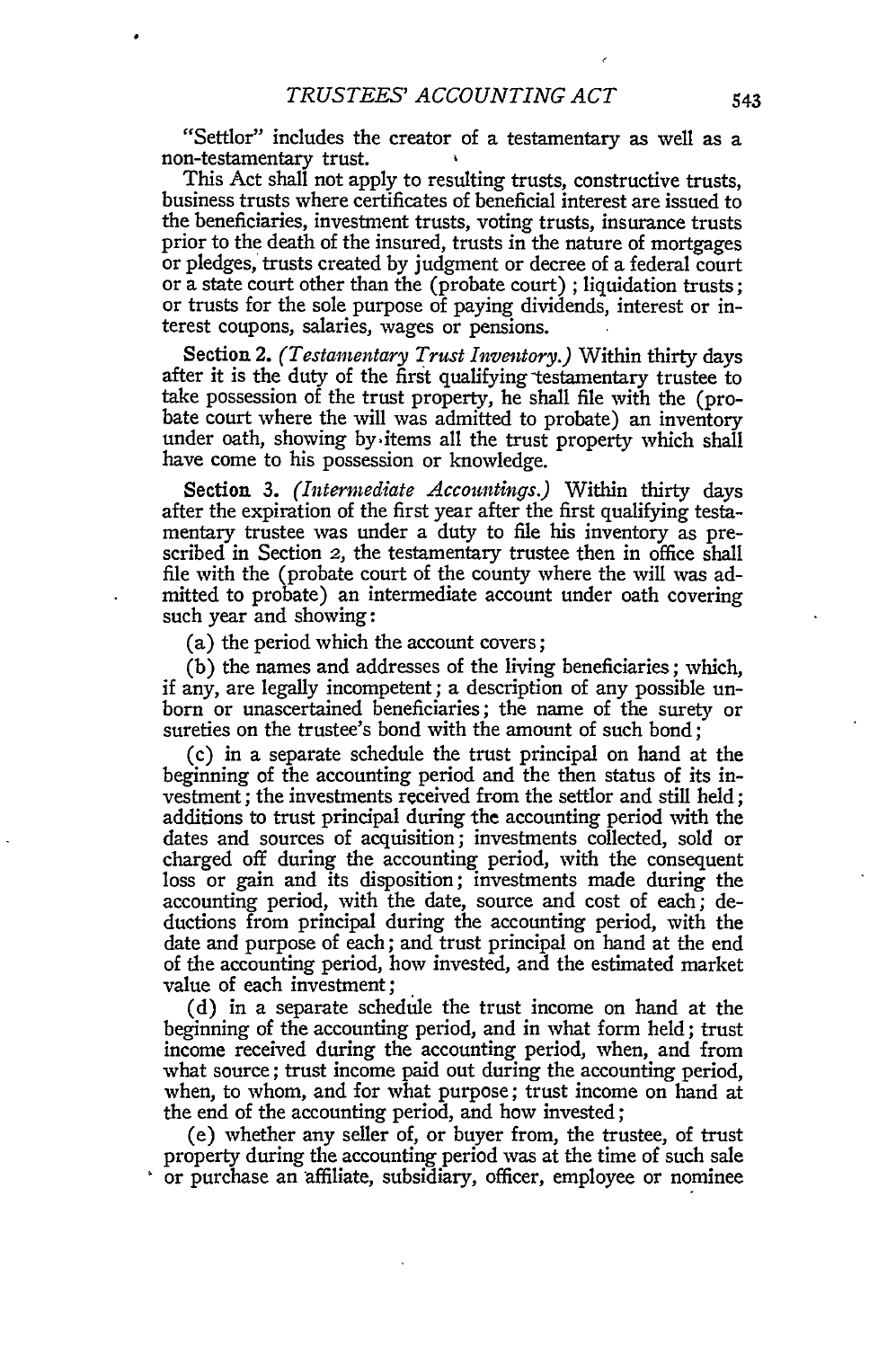"Settlor" includes the creator of a testamentary as well as a non-testamentary trust.

This Act shall not apply to resulting trusts, constructive trusts, business trusts where certificates of beneficial interest are issued to the beneficiaries, investment trusts, voting trusts, insurance trusts prior to the death of the insured, trusts in the nature of mortgages or pledges, trusts created by judgment or decree of a federal court or a state court other than the (probate court); liquidation trusts; or trusts for the sole purpose of paying dividends, interest or interest coupons, salaries, wages or pensions.

**Section 2.** *(Testamentary Trust Inventory.)* Within thirty days after it is the duty of the first qualifying testamentary trustee to take possession of the trust property, he shall file with the (probate court where the will was admitted to probate) an inventory under oath, showing by items all the trust property which shall have come to his possession or knowledge.

**Section 3.** *(Intermediate Accountings.)* Within thirty days after the expiration of the first year after the first qualifying testamentary trustee was under a duty to file his inventory as prescribed in Section 2, the testamentary trustee then in office shall file with the (probate court of the county where the will was admitted to probate) an intermediate account under oath covering such year and showing:

(a) the period which the account covers;

(b) the names and addresses of the living beneficiaries; which, if any, are legally incompetent; a description of any possible unborn or unascertained beneficiaries; the name of the surety or sureties on the trustee's bond with the amount of such bond;

(c) in a separate schedule the trust principal on hand at the beginning of the accounting period and the then status of its investment; the investments received from the settlor and still held; additions to trust principal during the accounting period with the dates and sources of acquisition; investments collected, sold or charged off during the accounting period, with the consequent loss or gain and its disposition; investments made during the accounting period, with the date, source and cost of each; deductions from principal during the accounting period, with the date and purpose of each; and trust principal on hand at the end of the accounting period, how invested, and the estimated market value of each investment;

(d) in a separate schedule the trust income on hand at the beginning of the accounting period, and in what form held; trust income received during the accounting period, when, and from what source; trust income paid out during the accounting period, when, to whom, and for what purpose; trust income on hand at the end of the accounting period, and how invested;

(e) whether any seller of, or buyer from, the trustee, of trust property during the accounting period was at the time of such sale or purchase an affiliate, subsidiary, officer, employee or nominee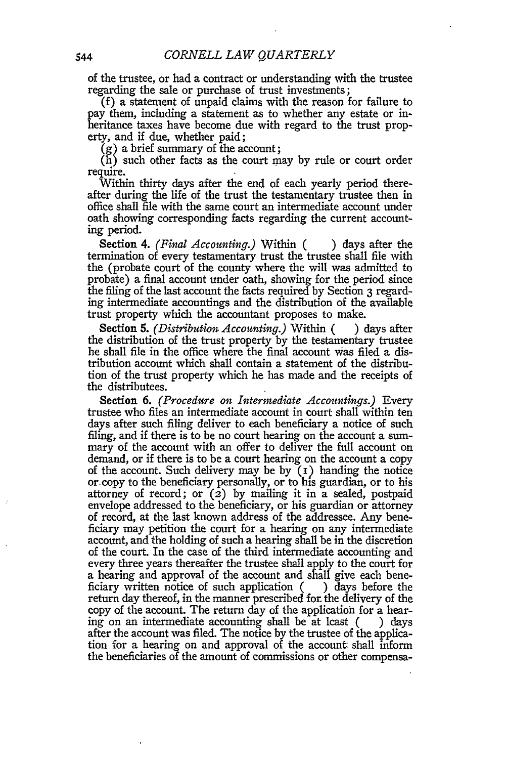of the trustee, or had a contract or understanding with the trustee regarding the sale or purchase of trust investments;

(f) a statement of unpaid claims with the reason for failure to pay them, including a statement as to whether any estate or inheritance taxes have become due with regard to the trust property, and if due, whether paid;

(g) a brief summary of the account;

(h) such other facts as the court may by rule or court order require.

Within thirty days after the end of each yearly period thereafter during the life of the trust the testamentary trustee then in office shall file with the same court an intermediate account under oath showing corresponding facts regarding the current accounting period.

**Section 4.** *(Final Accounting.)* Within ( ) days after the termination of every testamentary trust the trustee shall file with the (probate court of the county where the will was admitted to probate) a final account under oath, showing for the period since the filing of the last account the facts required by Section 3 regarding intermediate accountings and the distribution of the available trust property which the accountant proposes to make.

**Section 5.** *(Distribution Accounting.)* Within ( ) days after the distribution of the trust property by the testamentary trustee he shall file in the office where the final account was filed a distribution account which shall contain a statement of the distribution of the trust property which he has made and the receipts of the distributees.

**Section 6.** *(Procedure on Intermediate Accountings.)* Every trustee who files an intermediate account in court shall within ten days after such filing deliver to each beneficiary a notice of such filing, and if there is to be no court hearing on the account a summary of the account with an offer to deliver the full account on demand, or if there is to be a court hearing on the account a copy of the account. Such delivery may be by (1) handing the notice or copy to the beneficiary personally, or to his guardian, or to his attorney of record; or (2) by mailing it in a sealed, postpaid envelope addressed to the beneficiary, or his guardian or attorney of record, at the last known address of the addressee. Any beneficiary may petition the court for a hearing on any intermediate account, and the holding of such a hearing shall be in the discretion of the court. In the case of the third intermediate accounting and every three years thereafter the trustee shall apply to the court for a hearing and approval of the account and shall give each beneficiary written notice of such application ( ) days before the return day thereof, in the manner prescribed for the delivery of the copy of the account. The return day of the application for a hearing on an intermediate accounting shall be at least ( ) days after the account was filed. The notice by the trustee of the application for a hearing on and approval of the account shall inform the beneficiaries of the amount of commissions or other compensa-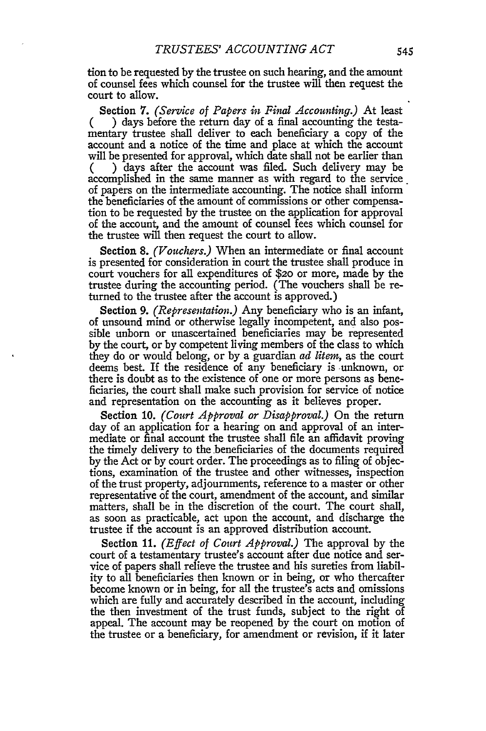tion to be requested by the trustee on such hearing, and the amount of counsel fees which counsel for the trustee will then request the court to allow.

**Section 7.** *(Service of Papers in Final Accounting.)* At least ( ) days before the return day of a final accounting the testamentary trustee shall deliver to each beneficiary a copy of the account and a notice of the time and place at which the account will be presented for approval, which date shall not be earlier than ( ) days after the account was filed. Such delivery may be accomplished in the same manner as with regard to the service of papers on the intermediate accounting. The notice shall inform the beneficiaries of the amount of commissions or other compensation to be requested by the trustee on the application for approval of the account, and the amount of counsel fees which counsel for the trustee will then request the court to allow.

**Section 8.** *(Vouchers.)* When an intermediate or final account is presented for consideration in court the trustee shall produce in court vouchers for all expenditures of $20 or more, made by the trustee during the accounting period. (The vouchers shall be returned to the trustee after the account is approved.)

**Section 9.** *(Representation.)* Any beneficiary who is an infant, of unsound mind or otherwise legally incompetent, and also possible unborn or unascertained beneficiaries may be represented by the court, or by competent living members of the class to which they do or would belong, or by a guardian *ad litem*, as the court deems best. If the residence of any beneficiary is unknown, or there is doubt as to the existence of one or more persons as beneficiaries, the court shall make such provision for service of notice and representation on the accounting as it believes proper.

**Section 10.** *(Court Approval or Disapproval.)* On the return day of an application for a hearing on and approval of an intermediate or final account the trustee shall file an affidavit proving the timely delivery to the beneficiaries of the documents required by the Act or by court order. The proceedings as to filing of objections, examination of the trustee and other witnesses, inspection of the trust property, adjournments, reference to a master or other representative of the court, amendment of the account, and similar matters, shall be in the discretion of the court. The court shall, as soon as practicable, act upon the account, and discharge the trustee if the account is an approved distribution account.

**Section 11.** *(Effect of Court Approval.)* The approval by the court of a testamentary trustee's account after due notice and service of papers shall relieve the trustee and his sureties from liability to all beneficiaries then known or in being, or who thereafter become known or in being, for all the trustee's acts and omissions which are fully and accurately described in the account, including the then investment of the trust funds, subject to the right of appeal. The account may be reopened by the court on motion of the trustee or a beneficiary, for amendment or revision, if it later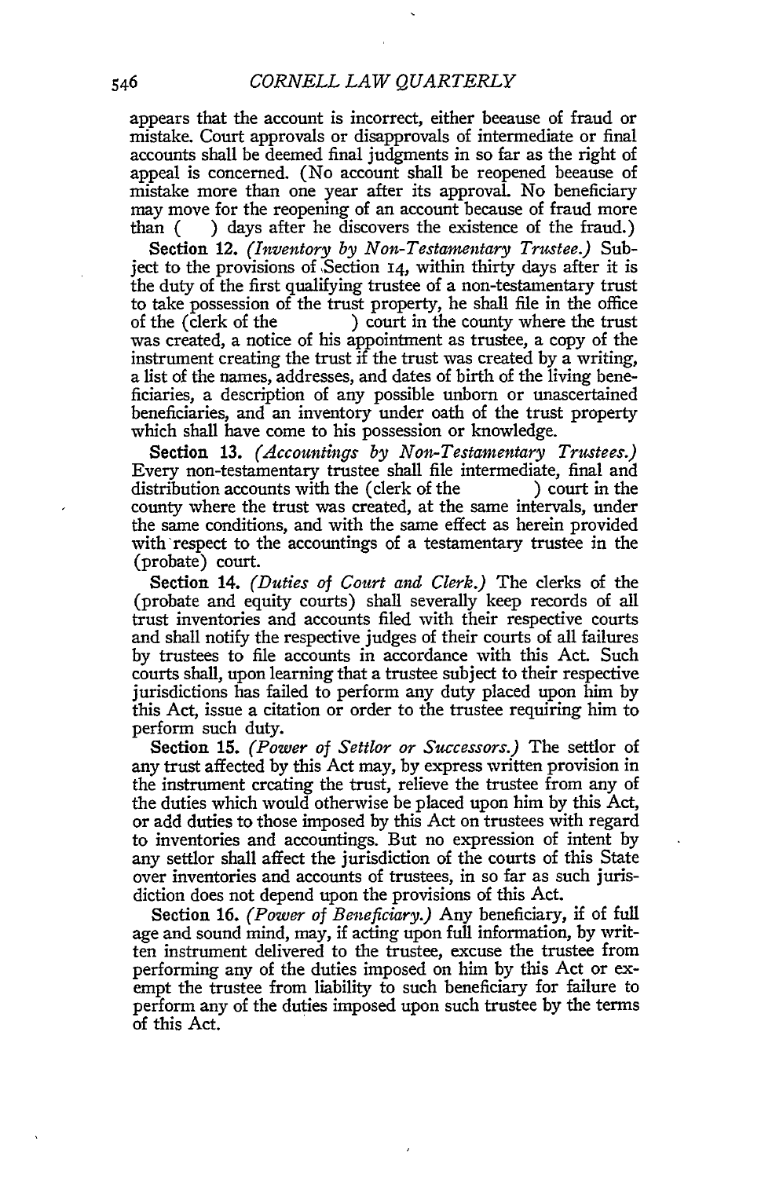appears that the account is incorrect, either beeause of fraud or mistake. Court approvals or disapprovals of intermediate or final accounts shall be deemed final judgments in so far as the right of appeal is concerned. (No account shall be reopened beeause of mistake more than one year after its approval. No beneficiary may move for the reopening of an account because of fraud more than ( ) days after he discovers the existence of the fraud.)

**Section 12.** *(Inventory by Non-Testamentary Trustee.)* Subject to the provisions of Section 14, within thirty days after it is the duty of the first qualifying trustee of a non-testamentary trust to take possession of the trust property, he shall file in the office of the (clerk of the ) court in the county where the trust was created, a notice of his appointment as trustee, a copy of the instrument creating the trust if the trust was created by a writing, a list of the names, addresses, and dates of birth of the living beneficiaries, a description of any possible unborn or unascertained beneficiaries, and an inventory under oath of the trust property which shall have come to his possession or knowledge.

**Section 13.** *(Accountings by Non-Testamentary Trustees.)* Every non-testamentary trustee shall file intermediate, final and distribution accounts with the (clerk of the ) court in the county where the trust was created, at the same intervals, under the same conditions, and with the same effect as herein provided with respect to the accountings of a testamentary trustee in the (probate) court.

**Section 14.** *(Duties of Court and Clerk.)* The clerks of the (probate and equity courts) shall severally keep records of all trust inventories and accounts filed with their respective courts and shall notify the respective judges of their courts of all failures by trustees to file accounts in accordance with this Act. Such courts shall, upon learning that a trustee subject to their respective jurisdictions has failed to perform any duty placed upon him by this Act, issue a citation or order to the trustee requiring him to perform such duty.

**Section 15.** *(Power of Settlor or Successors.)* The settlor of any trust affected by this Act may, by express written provision in the instrument crcating the trust, relieve the trustee from any of the duties which would otherwise be placed upon him by this Act, or add duties to those imposed by this Act on trustees with regard to inventories and accountings. But no expression of intent by any settlor shall affect the jurisdiction of the courts of this State over inventories and accounts of trustees, in so far as such jurisdiction does not depend upon the provisions of this Act.

**Section 16.** *(Power of Beneficiary.)* Any beneficiary, if of full age and sound mind, may, if acting upon full information, by written instrument delivered to the trustee, excuse the trustee from performing any of the duties imposed on him by this Act or exempt the trustee from liability to such beneficiary for failure to perform any of the duties imposed upon such trustee by the terms of this Act.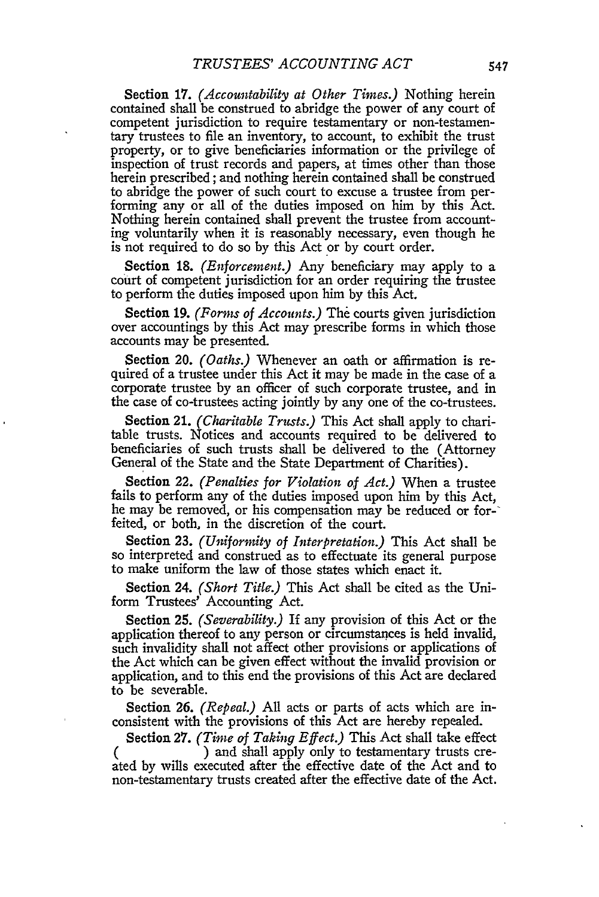**Section 17.** *(Accountability at Other Times.)* Nothing herein contained shall be construed to abridge the power of any court of competent jurisdiction to require testamentary or non-testamentary trustees to file an inventory, to account, to exhibit the trust property, or to give beneficiaries information or the privilege of inspection of trust records and papers, at times other than those herein prescribed; and nothing herein contained shall be construed to abridge the power of such court to excuse a trustee from performing any or all of the duties imposed on him by this Act. Nothing herein contained shall prevent the trustee from accounting voluntarily when it is reasonably necessary, even though he is not required to do so by this Act or by court order.

**Section 18.** *(Enforcement.)* Any beneficiary may apply to a court of competent jurisdiction for an order requiring the trustee to perform the duties imposed upon him by this Act.

**Section 19.** *(Forms of Accounts.)* The courts given jurisdiction over accountings by this Act may prescribe forms in which those accounts may be presented.

**Section 20.** *(Oaths.)* Whenever an oath or affirmation is required of a trustee under this Act it may be made in the case of a corporate trustee by an officer of such corporate trustee, and in the case of co-trustees acting jointly by any one of the co-trustees.

**Section 21.** *(Charitable Trusts.)* This Act shall apply to charitable trusts. Notices and accounts required to be delivered to beneficiaries of such trusts shall be delivered to the (Attorney General of the State and the State Department of Charities).

**Section 22.** *(Penalties for Violation of Act.)* When a trustee fails to perform any of the duties imposed upon him by this Act, he may be removed, or his compensation may be reduced or forfeited, or both, in the discretion of the court.

**Section 23.** *(Uniformity of Interpretation.)* This Act shall be so interpreted and construed as to effectuate its general purpose to make uniform the law of those states which enact it.

**Section 24.** *(Short Title.)* This Act shall be cited as the Uniform Trustees' Accounting Act.

**Section 25.** *(Severability.)* If any provision of this Act or the application thereof to any person or circumstances is held invalid, such invalidity shall not affect other provisions or applications of the Act which can be given effect without the invalid provision or application, and to this end the provisions of this Act are declared to be severable.

**Section 26.** *(Repeal.)* All acts or parts of acts which are inconsistent with the provisions of this Act are hereby repealed.

**Section 27.** *(Time of Taking Effect.)* This Act shall take effect (                ) and shall apply only to testamentary trusts created by wills executed after the effective date of the Act and to non-testamentary trusts created after the effective date of the Act.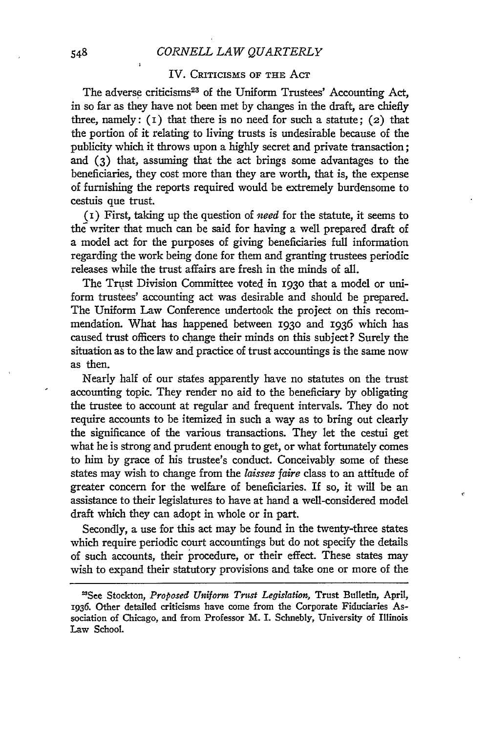## IV. Criticisms of the Act

The adverse criticisms[23] of the Uniform Trustees' Accounting Act, in so far as they have not been met by changes in the draft, are chiefly three, namely: (1) that there is no need for such a statute; (2) that the portion of it relating to living trusts is undesirable because of the publicity which it throws upon a highly secret and private transaction; and (3) that, assuming that the act brings some advantages to the beneficiaries, they cost more than they are worth, that is, the expense of furnishing the reports required would be extremely burdensome to cestuis que trust.

(1) First, taking up the question of *need* for the statute, it seems to the writer that much can be said for having a well prepared draft of a model act for the purposes of giving beneficiaries full information regarding the work being done for them and granting trustees periodic releases while the trust affairs are fresh in the minds of all.

The Trust Division Committee voted in 1930 that a model or uniform trustees' accounting act was desirable and should be prepared. The Uniform Law Conference undertook the project on this recommendation. What has happened between 1930 and 1936 which has caused trust officers to change their minds on this subject? Surely the situation as to the law and practice of trust accountings is the same now as then.

Nearly half of our states apparently have no statutes on the trust accounting topic. They render no aid to the beneficiary by obligating the trustee to account at regular and frequent intervals. They do not require accounts to be itemized in such a way as to bring out clearly the significance of the various transactions. They let the cestui get what he is strong and prudent enough to get, or what fortunately comes to him by grace of his trustee's conduct. Conceivably some of these states may wish to change from the *laissez faire* class to an attitude of greater concern for the welfare of beneficiaries. If so, it will be an assistance to their legislatures to have at hand a well-considered model draft which they can adopt in whole or in part.

Secondly, a use for this act may be found in the twenty-three states which require periodic court accountings but do not specify the details of such accounts, their procedure, or their effect. These states may wish to expand their statutory provisions and take one or more of the

---

[23]See Stockton, *Proposed Uniform Trust Legislation*, Trust Bulletin, April, 1936. Other detailed criticisms have come from the Corporate Fiduciaries Association of Chicago, and from Professor M. I. Schnebly, University of Illinois Law School.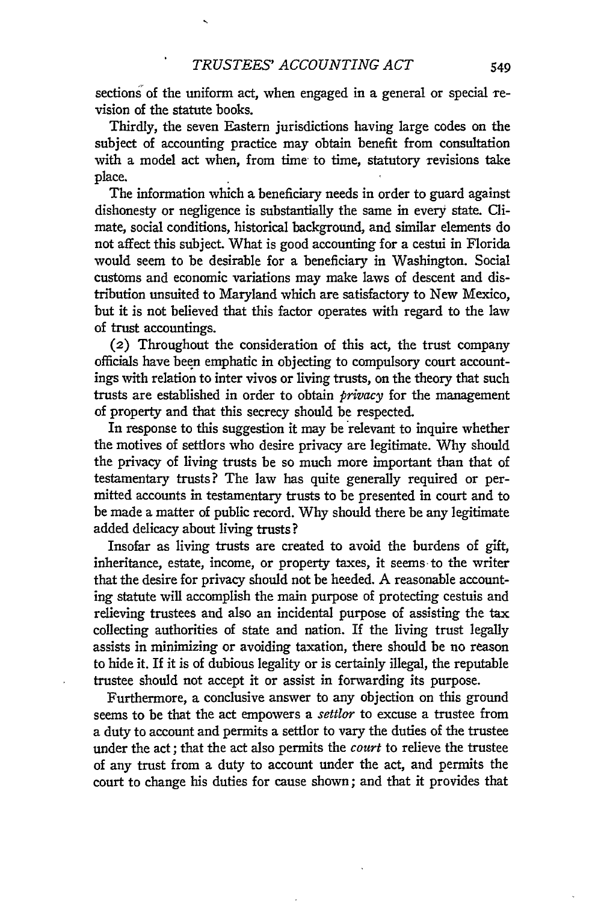sections of the uniform act, when engaged in a general or special revision of the statute books.

Thirdly, the seven Eastern jurisdictions having large codes on the subject of accounting practice may obtain benefit from consultation with a model act when, from time to time, statutory revisions take place.

The information which a beneficiary needs in order to guard against dishonesty or negligence is substantially the same in every state. Climate, social conditions, historical background, and similar elements do not affect this subject. What is good accounting for a cestui in Florida would seem to be desirable for a beneficiary in Washington. Social customs and economic variations may make laws of descent and distribution unsuited to Maryland which are satisfactory to New Mexico, but it is not believed that this factor operates with regard to the law of trust accountings.

(2) Throughout the consideration of this act, the trust company officials have been emphatic in objecting to compulsory court accountings with relation to inter vivos or living trusts, on the theory that such trusts are established in order to obtain *privacy* for the management of property and that this secrecy should be respected.

In response to this suggestion it may be relevant to inquire whether the motives of settlors who desire privacy are legitimate. Why should the privacy of living trusts be so much more important than that of testamentary trusts? The law has quite generally required or permitted accounts in testamentary trusts to be presented in court and to be made a matter of public record. Why should there be any legitimate added delicacy about living trusts?

Insofar as living trusts are created to avoid the burdens of gift, inheritance, estate, income, or property taxes, it seems to the writer that the desire for privacy should not be heeded. A reasonable accounting statute will accomplish the main purpose of protecting cestuis and relieving trustees and also an incidental purpose of assisting the tax collecting authorities of state and nation. If the living trust legally assists in minimizing or avoiding taxation, there should be no reason to hide it. If it is of dubious legality or is certainly illegal, the reputable trustee should not accept it or assist in forwarding its purpose.

Furthermore, a conclusive answer to any objection on this ground seems to be that the act empowers a *settlor* to excuse a trustee from a duty to account and permits a settlor to vary the duties of the trustee under the act; that the act also permits the *court* to relieve the trustee of any trust from a duty to account under the act, and permits the court to change his duties for cause shown; and that it provides that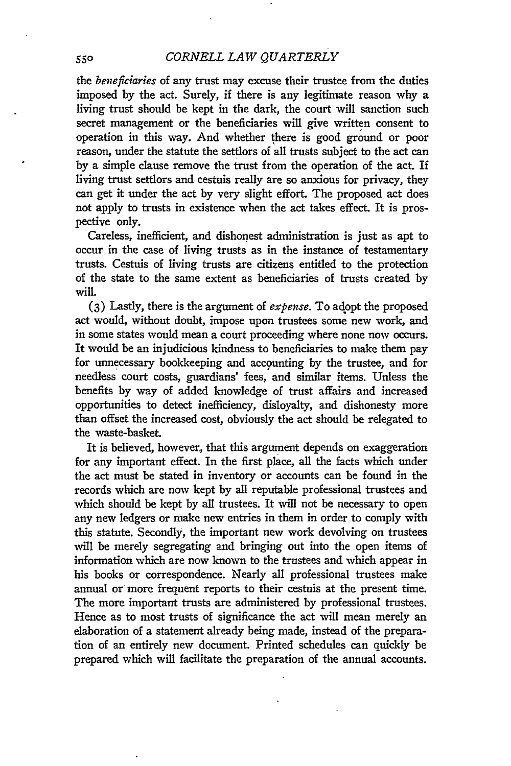the *beneficiaries* of any trust may excuse their trustee from the duties imposed by the act. Surely, if there is any legitimate reason why a living trust should be kept in the dark, the court will sanction such secret management or the beneficiaries will give written consent to operation in this way. And whether there is good ground or poor reason, under the statute the settlors of all trusts subject to the act can by a simple clause remove the trust from the operation of the act. If living trust settlors and cestuis really are so anxious for privacy, they can get it under the act by very slight effort. The proposed act does not apply to trusts in existence when the act takes effect. It is prospective only.

Careless, inefficient, and dishonest administration is just as apt to occur in the case of living trusts as in the instance of testamentary trusts. Cestuis of living trusts are citizens entitled to the protection of the state to the same extent as beneficiaries of trusts created by will.

(3) Lastly, there is the argument of *expense*. To adopt the proposed act would, without doubt, impose upon trustees some new work, and in some states would mean a court proceeding where none now occurs. It would be an injudicious kindness to beneficiaries to make them pay for unnecessary bookkeeping and accounting by the trustee, and for needless court costs, guardians' fees, and similar items. Unless the benefits by way of added knowledge of trust affairs and increased opportunities to detect inefficiency, disloyalty, and dishonesty more than offset the increased cost, obviously the act should be relegated to the waste-basket.

It is believed, however, that this argument depends on exaggeration for any important effect. In the first place, all the facts which under the act must be stated in inventory or accounts can be found in the records which are now kept by all reputable professional trustees and which should be kept by all trustees. It will not be necessary to open any new ledgers or make new entries in them in order to comply with this statute. Secondly, the important new work devolving on trustees will be merely segregating and bringing out into the open items of information which are now known to the trustees and which appear in his books or correspondence. Nearly all professional trustees make annual or more frequent reports to their cestuis at the present time. The more important trusts are administered by professional trustees. Hence as to most trusts of significance the act will mean merely an elaboration of a statement already being made, instead of the preparation of an entirely new document. Printed schedules can quickly be prepared which will facilitate the preparation of the annual accounts.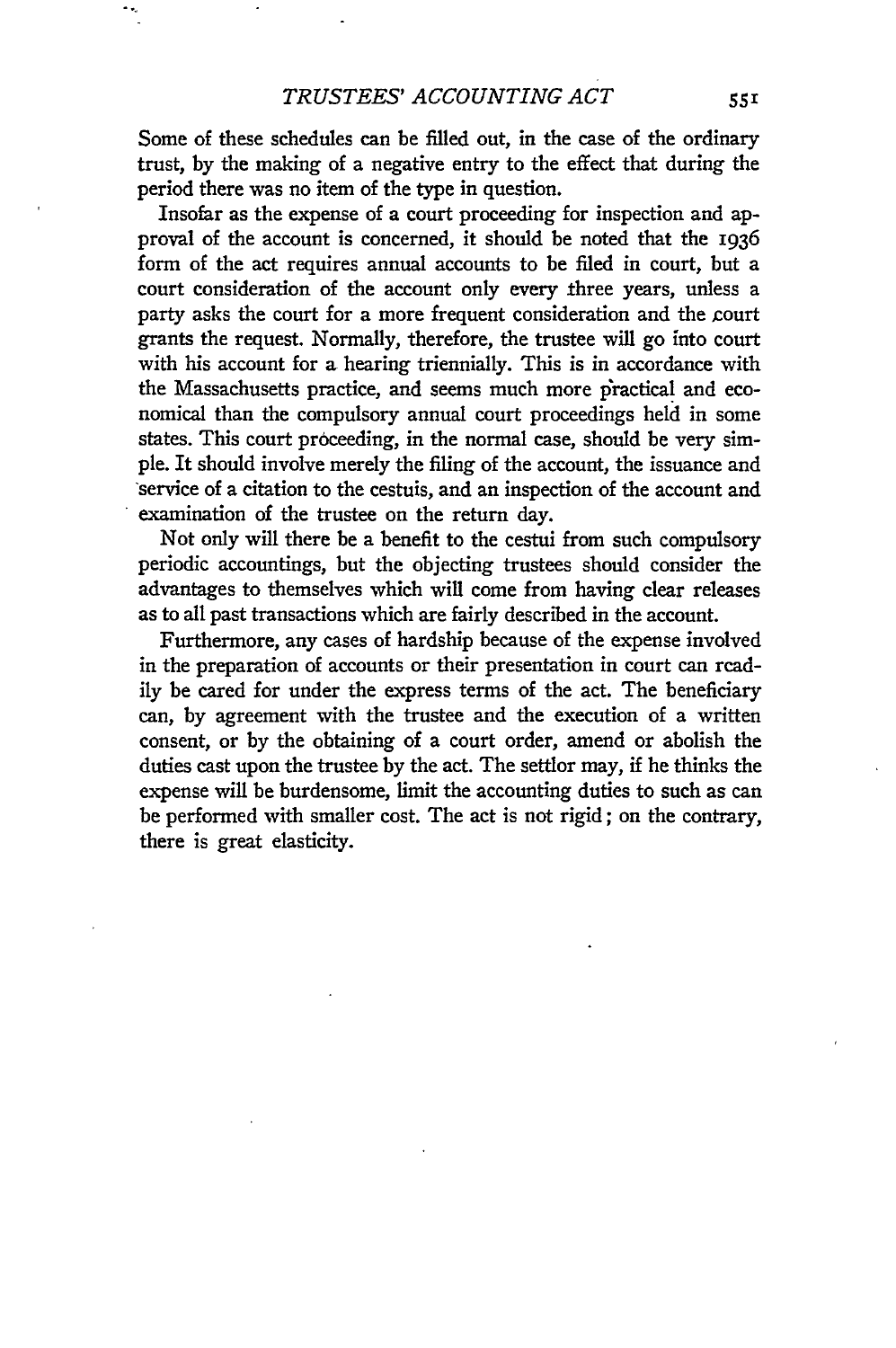Some of these schedules can be filled out, in the case of the ordinary trust, by the making of a negative entry to the effect that during the period there was no item of the type in question.

Insofar as the expense of a court proceeding for inspection and approval of the account is concerned, it should be noted that the 1936 form of the act requires annual accounts to be filed in court, but a court consideration of the account only every three years, unless a party asks the court for a more frequent consideration and the court grants the request. Normally, therefore, the trustee will go into court with his account for a hearing triennially. This is in accordance with the Massachusetts practice, and seems much more practical and economical than the compulsory annual court proceedings held in some states. This court proceeding, in the normal case, should be very simple. It should involve merely the filing of the account, the issuance and service of a citation to the cestuis, and an inspection of the account and examination of the trustee on the return day.

Not only will there be a benefit to the cestui from such compulsory periodic accountings, but the objecting trustees should consider the advantages to themselves which will come from having clear releases as to all past transactions which are fairly described in the account.

Furthermore, any cases of hardship because of the expense involved in the preparation of accounts or their presentation in court can readily be cared for under the express terms of the act. The beneficiary can, by agreement with the trustee and the execution of a written consent, or by the obtaining of a court order, amend or abolish the duties cast upon the trustee by the act. The settlor may, if he thinks the expense will be burdensome, limit the accounting duties to such as can be performed with smaller cost. The act is not rigid; on the contrary, there is great elasticity.